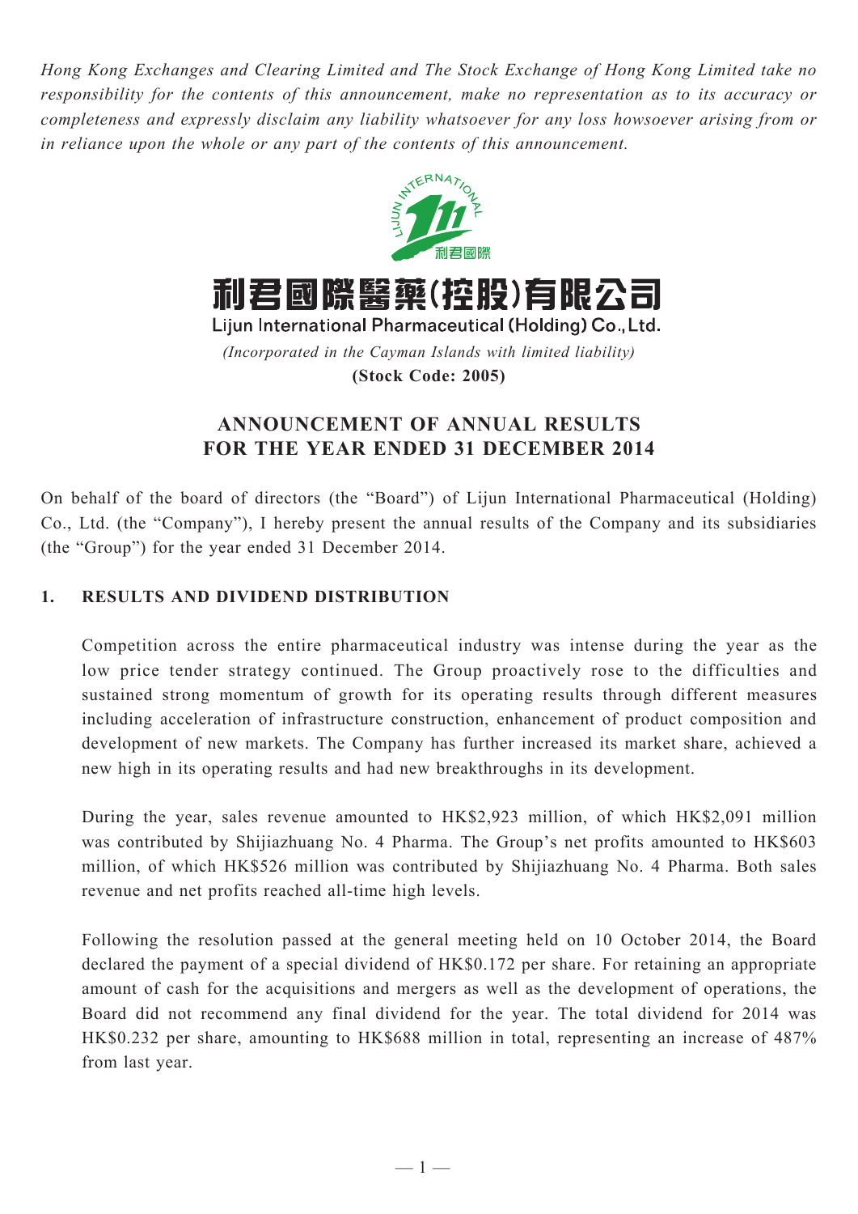*Hong Kong Exchanges and Clearing Limited and The Stock Exchange of Hong Kong Limited take no responsibility for the contents of this announcement, make no representation as to its accuracy or completeness and expressly disclaim any liability whatsoever for any loss howsoever arising from or in reliance upon the whole or any part of the contents of this announcement.*

# 利君國際醫藥(控股)有限公司
## Lijun International Pharmaceutical (Holding) Co., Ltd.

*(Incorporated in the Cayman Islands with limited liability)*

**(Stock Code: 2005)**

## ANNOUNCEMENT OF ANNUAL RESULTS FOR THE YEAR ENDED 31 DECEMBER 2014

On behalf of the board of directors (the "Board") of Lijun International Pharmaceutical (Holding) Co., Ltd. (the "Company"), I hereby present the annual results of the Company and its subsidiaries (the "Group") for the year ended 31 December 2014.

### 1. RESULTS AND DIVIDEND DISTRIBUTION

Competition across the entire pharmaceutical industry was intense during the year as the low price tender strategy continued. The Group proactively rose to the difficulties and sustained strong momentum of growth for its operating results through different measures including acceleration of infrastructure construction, enhancement of product composition and development of new markets. The Company has further increased its market share, achieved a new high in its operating results and had new breakthroughs in its development.

During the year, sales revenue amounted to HK$2,923 million, of which HK$2,091 million was contributed by Shijiazhuang No. 4 Pharma. The Group's net profits amounted to HK$603 million, of which HK$526 million was contributed by Shijiazhuang No. 4 Pharma. Both sales revenue and net profits reached all-time high levels.

Following the resolution passed at the general meeting held on 10 October 2014, the Board declared the payment of a special dividend of HK$0.172 per share. For retaining an appropriate amount of cash for the acquisitions and mergers as well as the development of operations, the Board did not recommend any final dividend for the year. The total dividend for 2014 was HK$0.232 per share, amounting to HK$688 million in total, representing an increase of 487% from last year.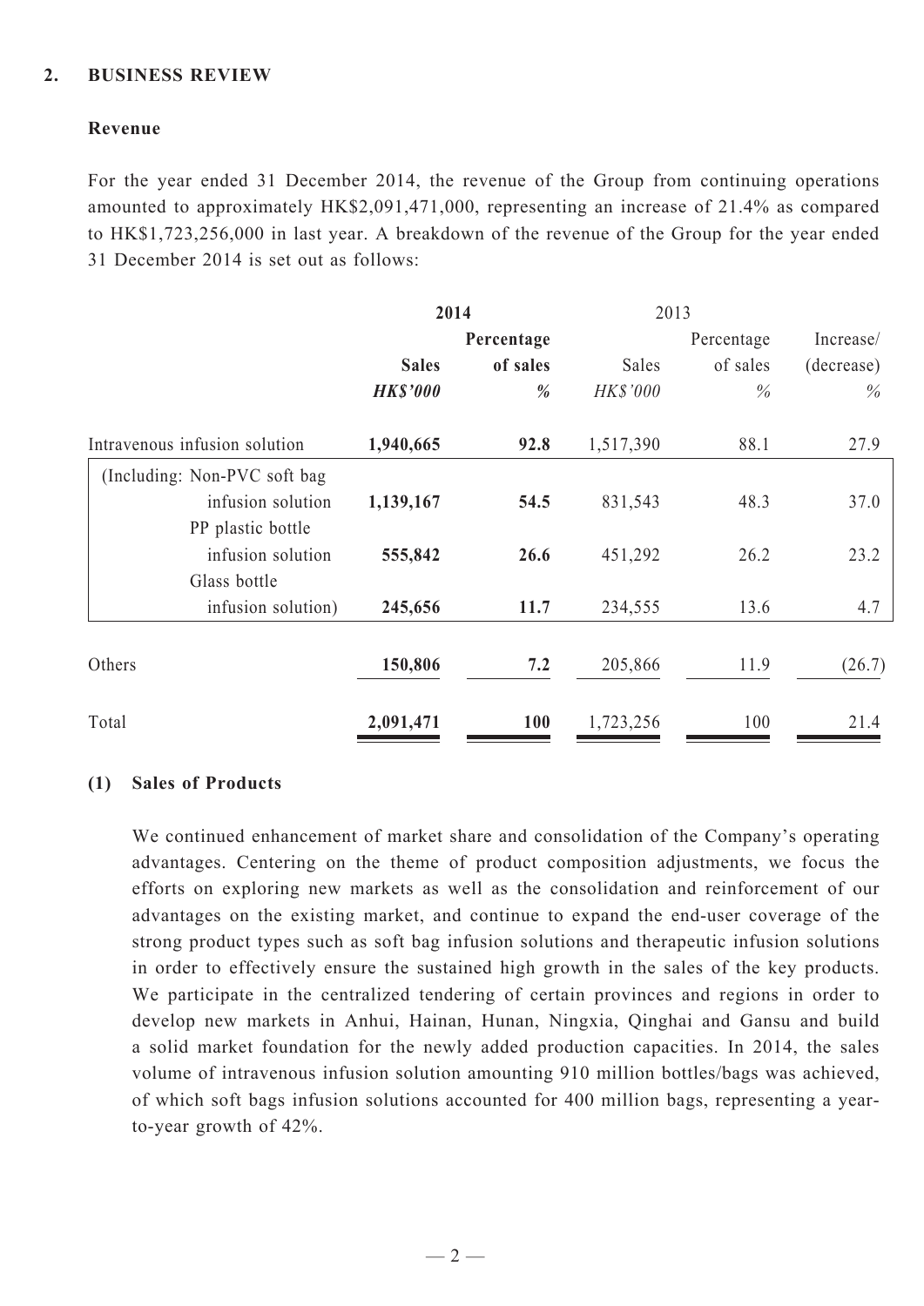## 2. BUSINESS REVIEW

### Revenue

For the year ended 31 December 2014, the revenue of the Group from continuing operations amounted to approximately HK$2,091,471,000, representing an increase of 21.4% as compared to HK$1,723,256,000 in last year. A breakdown of the revenue of the Group for the year ended 31 December 2014 is set out as follows:

| | **2014** | | 2013 | | |
|---|---|---|---|---|---|
| | **Sales** | **Percentage of sales** | Sales | Percentage of sales | Increase/ (decrease) |
| | ***HK$'000*** | ***%*** | *HK$'000* | *%* | *%* |
| Intravenous infusion solution | **1,940,665** | **92.8** | 1,517,390 | 88.1 | 27.9 |
| (Including: Non-PVC soft bag infusion solution | **1,139,167** | **54.5** | 831,543 | 48.3 | 37.0 |
| PP plastic bottle infusion solution | **555,842** | **26.6** | 451,292 | 26.2 | 23.2 |
| Glass bottle infusion solution) | **245,656** | **11.7** | 234,555 | 13.6 | 4.7 |
| Others | **150,806** | **7.2** | 205,866 | 11.9 | (26.7) |
| Total | **2,091,471** | **100** | 1,723,256 | 100 | 21.4 |

### (1) Sales of Products

We continued enhancement of market share and consolidation of the Company's operating advantages. Centering on the theme of product composition adjustments, we focus the efforts on exploring new markets as well as the consolidation and reinforcement of our advantages on the existing market, and continue to expand the end-user coverage of the strong product types such as soft bag infusion solutions and therapeutic infusion solutions in order to effectively ensure the sustained high growth in the sales of the key products. We participate in the centralized tendering of certain provinces and regions in order to develop new markets in Anhui, Hainan, Hunan, Ningxia, Qinghai and Gansu and build a solid market foundation for the newly added production capacities. In 2014, the sales volume of intravenous infusion solution amounting 910 million bottles/bags was achieved, of which soft bags infusion solutions accounted for 400 million bags, representing a year-to-year growth of 42%.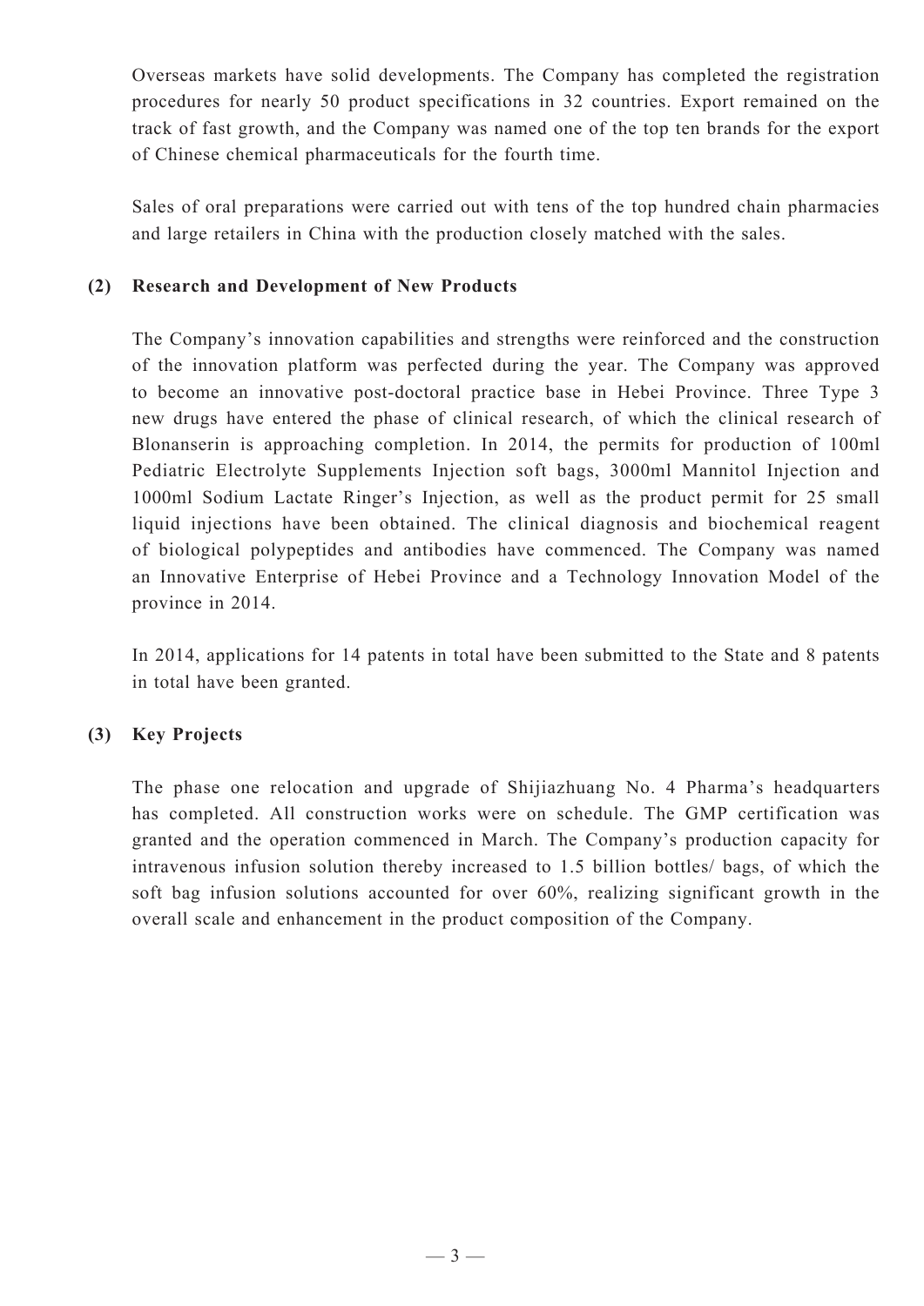Overseas markets have solid developments. The Company has completed the registration procedures for nearly 50 product specifications in 32 countries. Export remained on the track of fast growth, and the Company was named one of the top ten brands for the export of Chinese chemical pharmaceuticals for the fourth time.

Sales of oral preparations were carried out with tens of the top hundred chain pharmacies and large retailers in China with the production closely matched with the sales.

**(2) Research and Development of New Products**

The Company's innovation capabilities and strengths were reinforced and the construction of the innovation platform was perfected during the year. The Company was approved to become an innovative post-doctoral practice base in Hebei Province. Three Type 3 new drugs have entered the phase of clinical research, of which the clinical research of Blonanserin is approaching completion. In 2014, the permits for production of 100ml Pediatric Electrolyte Supplements Injection soft bags, 3000ml Mannitol Injection and 1000ml Sodium Lactate Ringer's Injection, as well as the product permit for 25 small liquid injections have been obtained. The clinical diagnosis and biochemical reagent of biological polypeptides and antibodies have commenced. The Company was named an Innovative Enterprise of Hebei Province and a Technology Innovation Model of the province in 2014.

In 2014, applications for 14 patents in total have been submitted to the State and 8 patents in total have been granted.

**(3) Key Projects**

The phase one relocation and upgrade of Shijiazhuang No. 4 Pharma's headquarters has completed. All construction works were on schedule. The GMP certification was granted and the operation commenced in March. The Company's production capacity for intravenous infusion solution thereby increased to 1.5 billion bottles/ bags, of which the soft bag infusion solutions accounted for over 60%, realizing significant growth in the overall scale and enhancement in the product composition of the Company.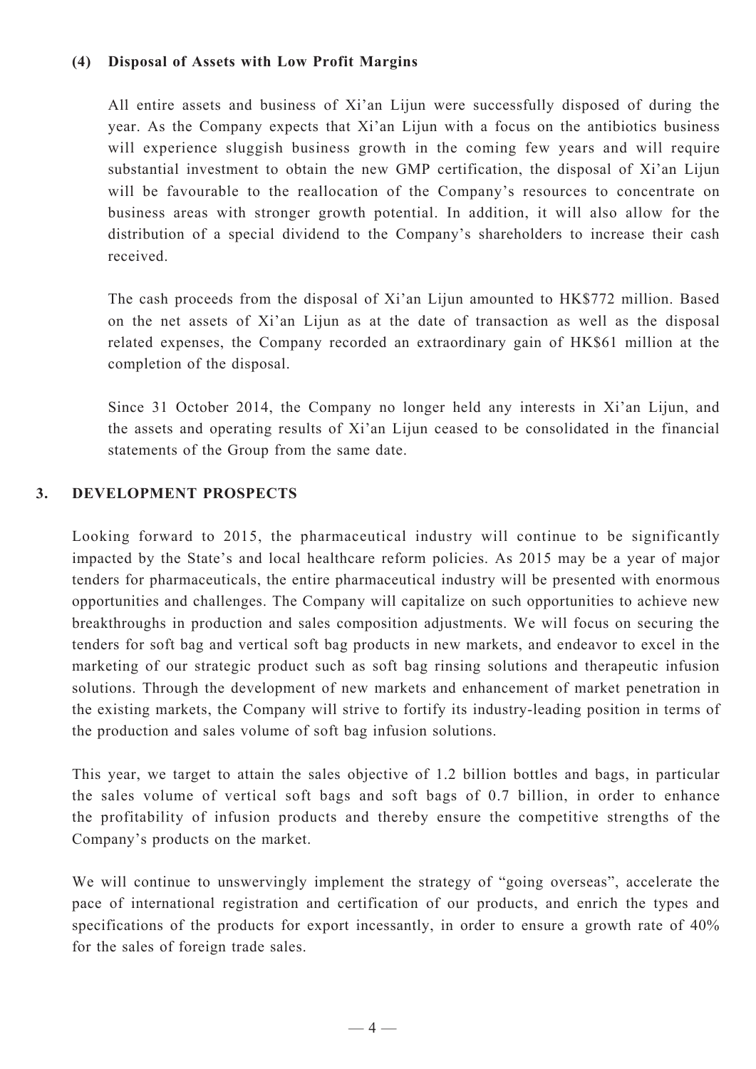#### (4) Disposal of Assets with Low Profit Margins

All entire assets and business of Xi'an Lijun were successfully disposed of during the year. As the Company expects that Xi'an Lijun with a focus on the antibiotics business will experience sluggish business growth in the coming few years and will require substantial investment to obtain the new GMP certification, the disposal of Xi'an Lijun will be favourable to the reallocation of the Company's resources to concentrate on business areas with stronger growth potential. In addition, it will also allow for the distribution of a special dividend to the Company's shareholders to increase their cash received.

The cash proceeds from the disposal of Xi'an Lijun amounted to HK$772 million. Based on the net assets of Xi'an Lijun as at the date of transaction as well as the disposal related expenses, the Company recorded an extraordinary gain of HK$61 million at the completion of the disposal.

Since 31 October 2014, the Company no longer held any interests in Xi'an Lijun, and the assets and operating results of Xi'an Lijun ceased to be consolidated in the financial statements of the Group from the same date.

### 3. DEVELOPMENT PROSPECTS

Looking forward to 2015, the pharmaceutical industry will continue to be significantly impacted by the State's and local healthcare reform policies. As 2015 may be a year of major tenders for pharmaceuticals, the entire pharmaceutical industry will be presented with enormous opportunities and challenges. The Company will capitalize on such opportunities to achieve new breakthroughs in production and sales composition adjustments. We will focus on securing the tenders for soft bag and vertical soft bag products in new markets, and endeavor to excel in the marketing of our strategic product such as soft bag rinsing solutions and therapeutic infusion solutions. Through the development of new markets and enhancement of market penetration in the existing markets, the Company will strive to fortify its industry-leading position in terms of the production and sales volume of soft bag infusion solutions.

This year, we target to attain the sales objective of 1.2 billion bottles and bags, in particular the sales volume of vertical soft bags and soft bags of 0.7 billion, in order to enhance the profitability of infusion products and thereby ensure the competitive strengths of the Company's products on the market.

We will continue to unswervingly implement the strategy of "going overseas", accelerate the pace of international registration and certification of our products, and enrich the types and specifications of the products for export incessantly, in order to ensure a growth rate of 40% for the sales of foreign trade sales.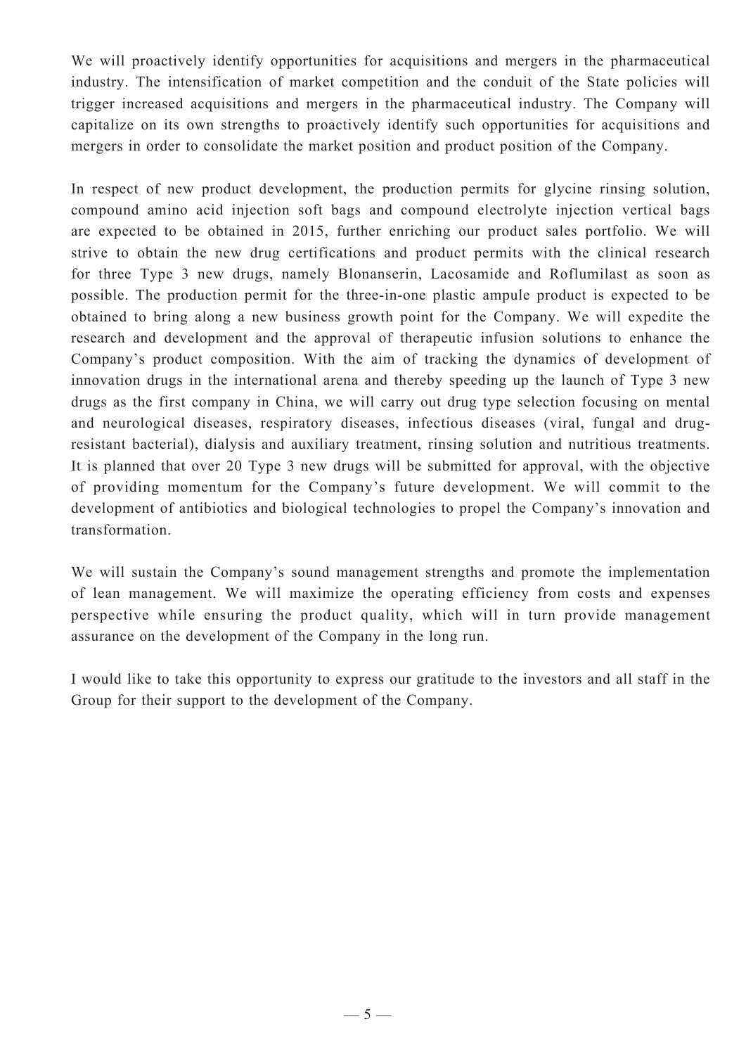We will proactively identify opportunities for acquisitions and mergers in the pharmaceutical industry. The intensification of market competition and the conduit of the State policies will trigger increased acquisitions and mergers in the pharmaceutical industry. The Company will capitalize on its own strengths to proactively identify such opportunities for acquisitions and mergers in order to consolidate the market position and product position of the Company.

In respect of new product development, the production permits for glycine rinsing solution, compound amino acid injection soft bags and compound electrolyte injection vertical bags are expected to be obtained in 2015, further enriching our product sales portfolio. We will strive to obtain the new drug certifications and product permits with the clinical research for three Type 3 new drugs, namely Blonanserin, Lacosamide and Roflumilast as soon as possible. The production permit for the three-in-one plastic ampule product is expected to be obtained to bring along a new business growth point for the Company. We will expedite the research and development and the approval of therapeutic infusion solutions to enhance the Company's product composition. With the aim of tracking the dynamics of development of innovation drugs in the international arena and thereby speeding up the launch of Type 3 new drugs as the first company in China, we will carry out drug type selection focusing on mental and neurological diseases, respiratory diseases, infectious diseases (viral, fungal and drug-resistant bacterial), dialysis and auxiliary treatment, rinsing solution and nutritious treatments. It is planned that over 20 Type 3 new drugs will be submitted for approval, with the objective of providing momentum for the Company's future development. We will commit to the development of antibiotics and biological technologies to propel the Company's innovation and transformation.

We will sustain the Company's sound management strengths and promote the implementation of lean management. We will maximize the operating efficiency from costs and expenses perspective while ensuring the product quality, which will in turn provide management assurance on the development of the Company in the long run.

I would like to take this opportunity to express our gratitude to the investors and all staff in the Group for their support to the development of the Company.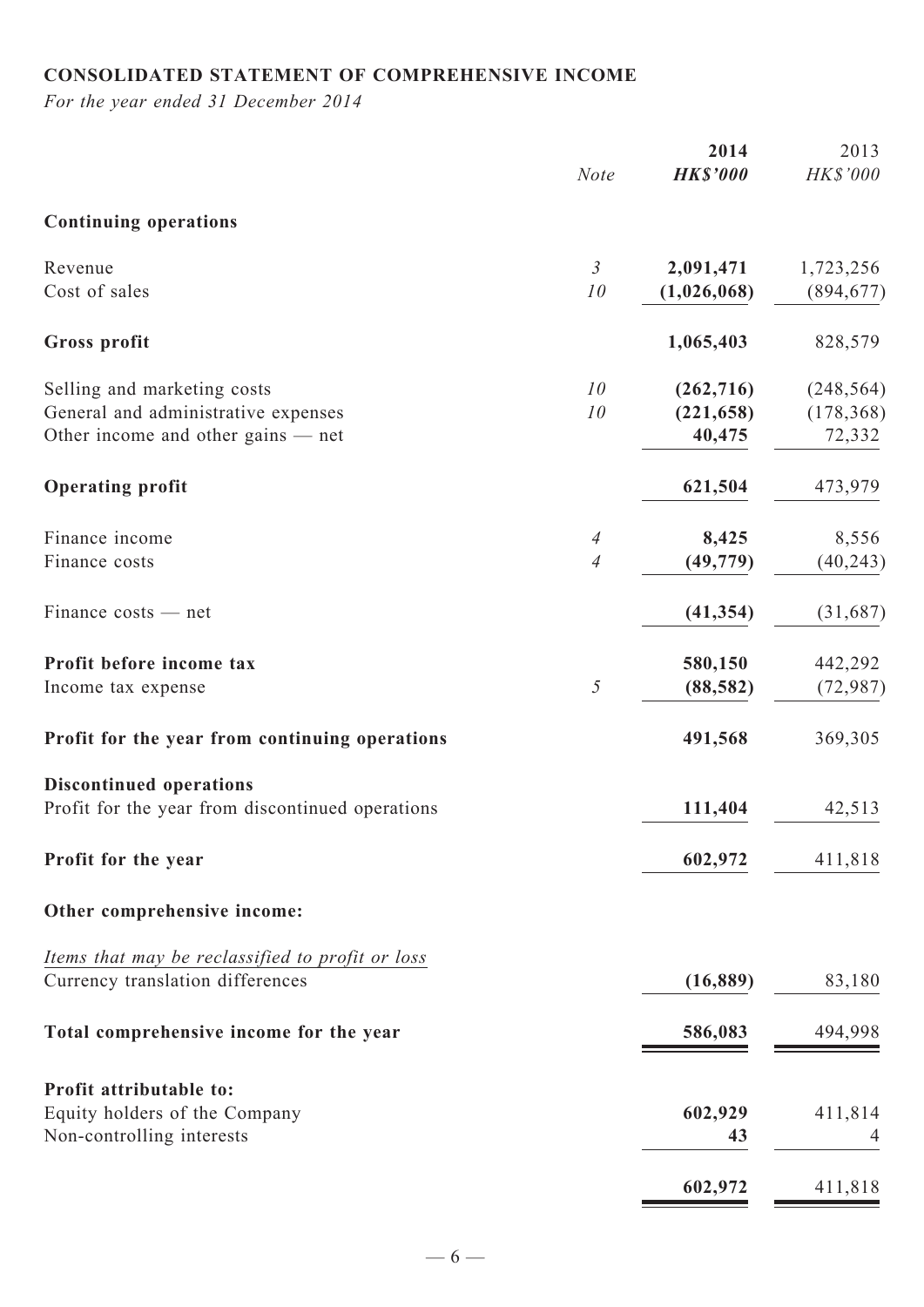**CONSOLIDATED STATEMENT OF COMPREHENSIVE INCOME**

*For the year ended 31 December 2014*

| | *Note* | **2014** | 2013 |
|---|---|---|---|
| | | ***HK$'000*** | *HK$'000* |
| **Continuing operations** | | | |
| Revenue | *3* | **2,091,471** | 1,723,256 |
| Cost of sales | *10* | **(1,026,068)** | (894,677) |
| **Gross profit** | | **1,065,403** | 828,579 |
| Selling and marketing costs | *10* | **(262,716)** | (248,564) |
| General and administrative expenses | *10* | **(221,658)** | (178,368) |
| Other income and other gains — net | | **40,475** | 72,332 |
| **Operating profit** | | **621,504** | 473,979 |
| Finance income | *4* | **8,425** | 8,556 |
| Finance costs | *4* | **(49,779)** | (40,243) |
| Finance costs — net | | **(41,354)** | (31,687) |
| **Profit before income tax** | | **580,150** | 442,292 |
| Income tax expense | *5* | **(88,582)** | (72,987) |
| **Profit for the year from continuing operations** | | **491,568** | 369,305 |
| **Discontinued operations** | | | |
| Profit for the year from discontinued operations | | **111,404** | 42,513 |
| **Profit for the year** | | **602,972** | 411,818 |
| **Other comprehensive income:** | | | |
| *Items that may be reclassified to profit or loss* | | | |
| Currency translation differences | | **(16,889)** | 83,180 |
| **Total comprehensive income for the year** | | **586,083** | 494,998 |
| **Profit attributable to:** | | | |
| Equity holders of the Company | | **602,929** | 411,814 |
| Non-controlling interests | | **43** | 4 |
| | | **602,972** | 411,818 |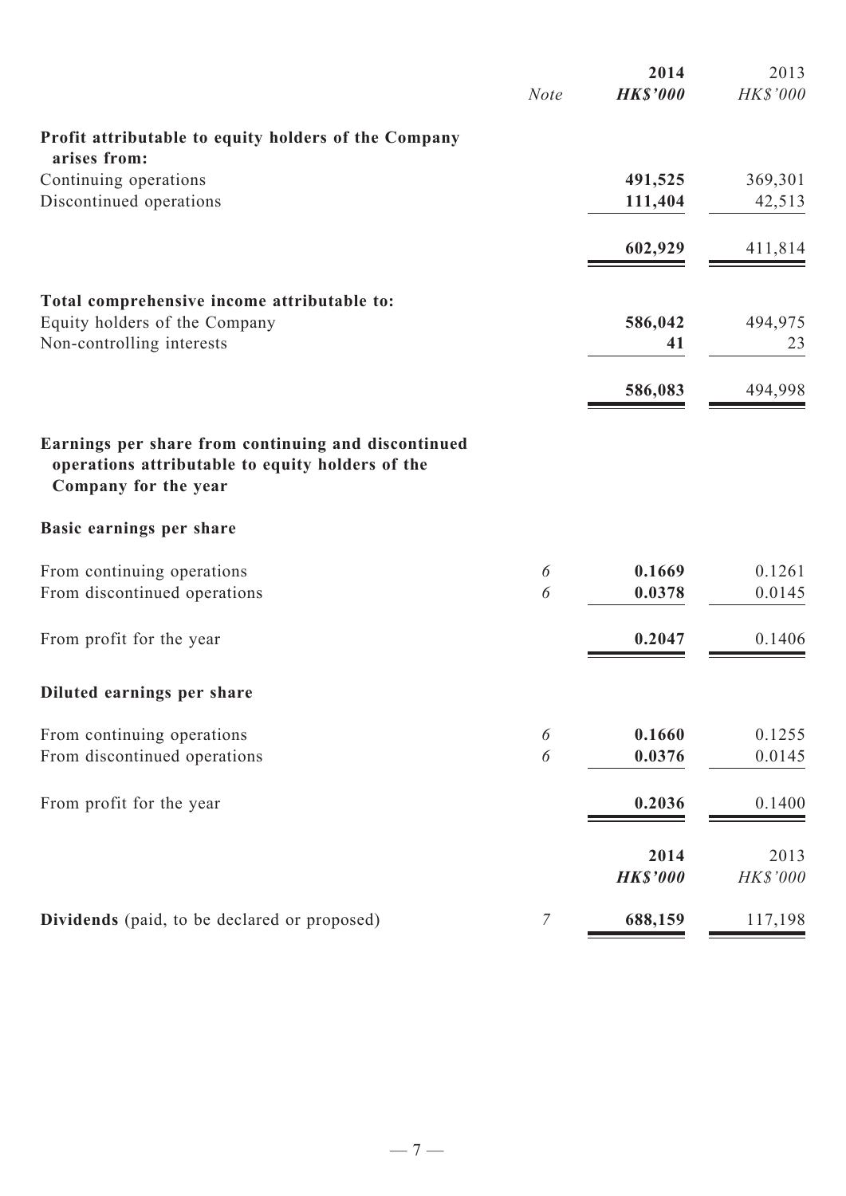| | Note | 2014 *HK$'000* | 2013 *HK$'000* |
|---|---|---|---|
| **Profit attributable to equity holders of the Company arises from:** | | | |
| Continuing operations | | **491,525** | 369,301 |
| Discontinued operations | | **111,404** | 42,513 |
| | | **602,929** | 411,814 |
| **Total comprehensive income attributable to:** | | | |
| Equity holders of the Company | | **586,042** | 494,975 |
| Non-controlling interests | | **41** | 23 |
| | | **586,083** | 494,998 |
| **Earnings per share from continuing and discontinued operations attributable to equity holders of the Company for the year** | | | |
| **Basic earnings per share** | | | |
| From continuing operations | 6 | **0.1669** | 0.1261 |
| From discontinued operations | 6 | **0.0378** | 0.0145 |
| From profit for the year | | **0.2047** | 0.1406 |
| **Diluted earnings per share** | | | |
| From continuing operations | 6 | **0.1660** | 0.1255 |
| From discontinued operations | 6 | **0.0376** | 0.0145 |
| From profit for the year | | **0.2036** | 0.1400 |

| | Note | 2014 *HK$'000* | 2013 *HK$'000* |
|---|---|---|---|
| **Dividends** (paid, to be declared or proposed) | 7 | **688,159** | 117,198 |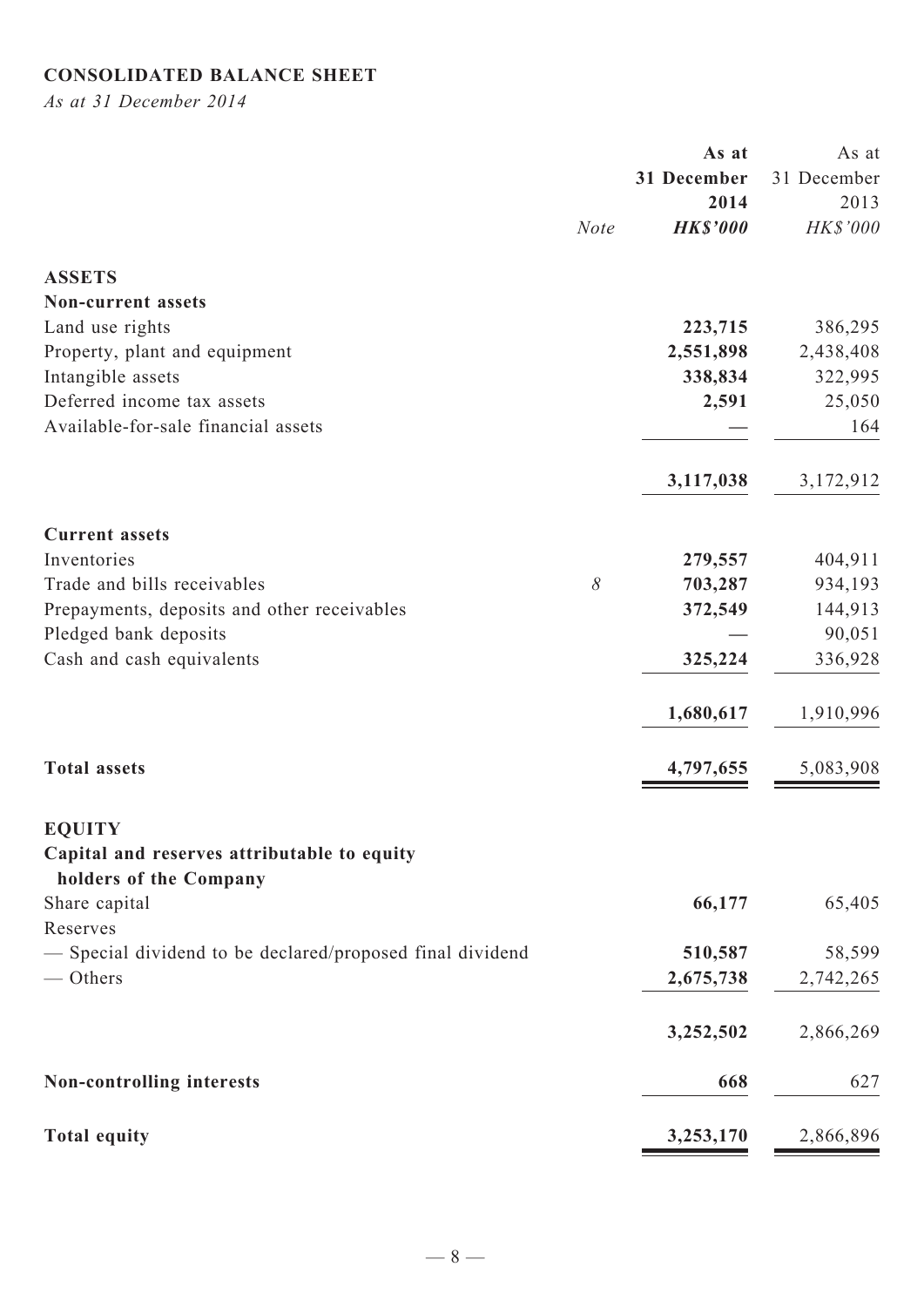**CONSOLIDATED BALANCE SHEET**

*As at 31 December 2014*

| | Note | As at 31 December 2014 HK$'000 | As at 31 December 2013 HK$'000 |
|---|---|---|---|
| **ASSETS** | | | |
| **Non-current assets** | | | |
| Land use rights | | **223,715** | 386,295 |
| Property, plant and equipment | | **2,551,898** | 2,438,408 |
| Intangible assets | | **338,834** | 322,995 |
| Deferred income tax assets | | **2,591** | 25,050 |
| Available-for-sale financial assets | | **—** | 164 |
| | | **3,117,038** | 3,172,912 |
| **Current assets** | | | |
| Inventories | | **279,557** | 404,911 |
| Trade and bills receivables | 8 | **703,287** | 934,193 |
| Prepayments, deposits and other receivables | | **372,549** | 144,913 |
| Pledged bank deposits | | **—** | 90,051 |
| Cash and cash equivalents | | **325,224** | 336,928 |
| | | **1,680,617** | 1,910,996 |
| **Total assets** | | **4,797,655** | 5,083,908 |
| **EQUITY** | | | |
| **Capital and reserves attributable to equity holders of the Company** | | | |
| Share capital | | **66,177** | 65,405 |
| Reserves | | | |
| — Special dividend to be declared/proposed final dividend | | **510,587** | 58,599 |
| — Others | | **2,675,738** | 2,742,265 |
| | | **3,252,502** | 2,866,269 |
| **Non-controlling interests** | | **668** | 627 |
| **Total equity** | | **3,253,170** | 2,866,896 |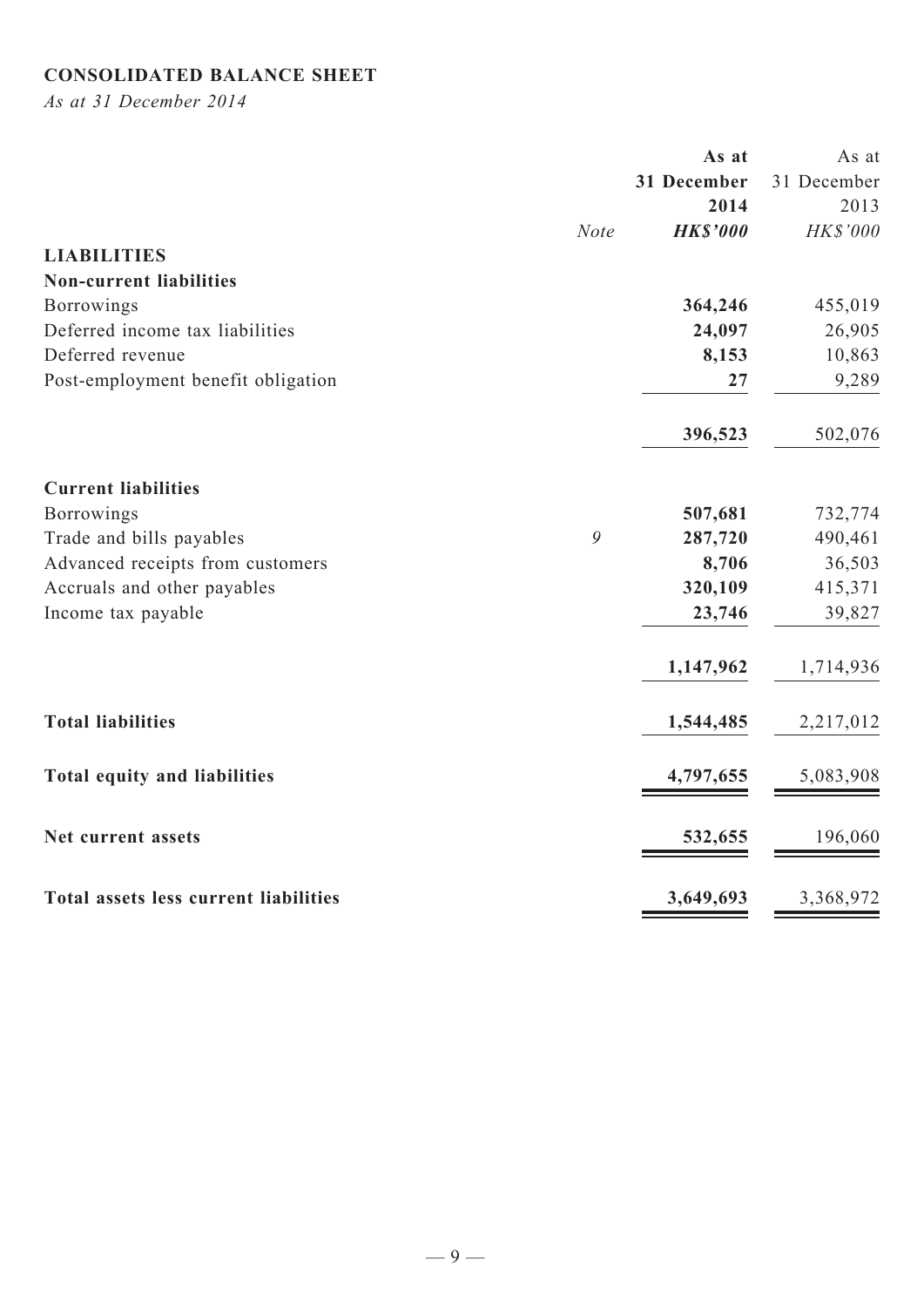## CONSOLIDATED BALANCE SHEET

*As at 31 December 2014*

| | Note | As at 31 December 2014 HK$'000 | As at 31 December 2013 HK$'000 |
|---|---|---|---|
| **LIABILITIES** | | | |
| **Non-current liabilities** | | | |
| Borrowings | | **364,246** | 455,019 |
| Deferred income tax liabilities | | **24,097** | 26,905 |
| Deferred revenue | | **8,153** | 10,863 |
| Post-employment benefit obligation | | **27** | 9,289 |
| | | **396,523** | 502,076 |
| **Current liabilities** | | | |
| Borrowings | | **507,681** | 732,774 |
| Trade and bills payables | 9 | **287,720** | 490,461 |
| Advanced receipts from customers | | **8,706** | 36,503 |
| Accruals and other payables | | **320,109** | 415,371 |
| Income tax payable | | **23,746** | 39,827 |
| | | **1,147,962** | 1,714,936 |
| **Total liabilities** | | **1,544,485** | 2,217,012 |
| **Total equity and liabilities** | | **4,797,655** | 5,083,908 |
| **Net current assets** | | **532,655** | 196,060 |
| **Total assets less current liabilities** | | **3,649,693** | 3,368,972 |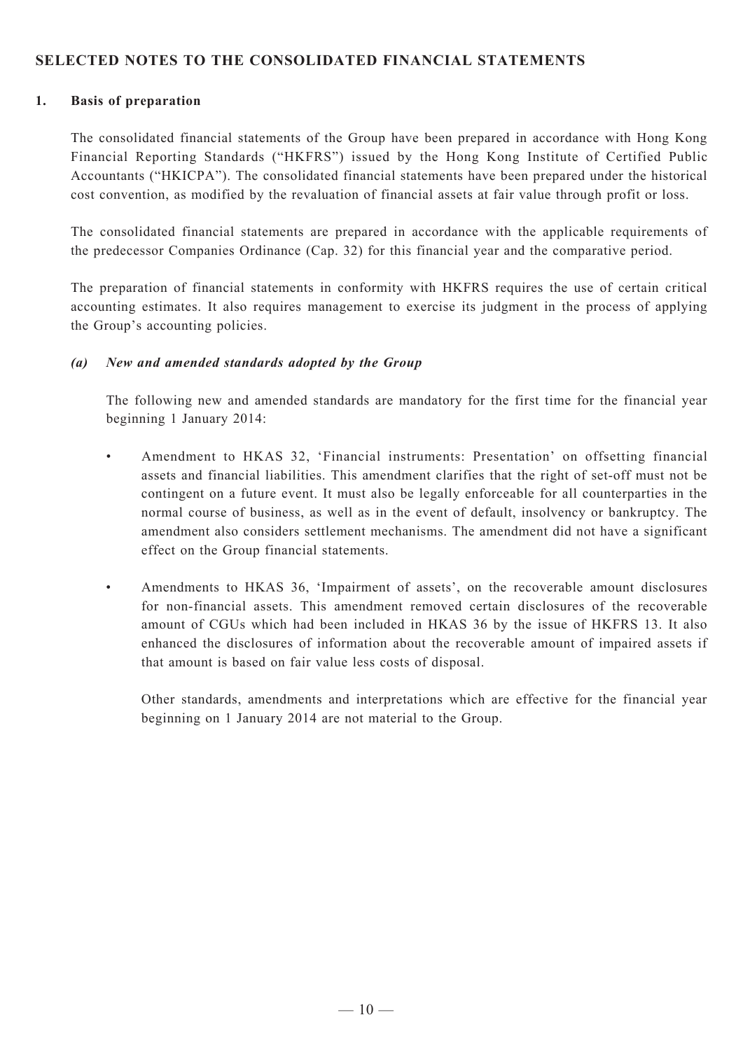## SELECTED NOTES TO THE CONSOLIDATED FINANCIAL STATEMENTS

### 1. Basis of preparation

The consolidated financial statements of the Group have been prepared in accordance with Hong Kong Financial Reporting Standards ("HKFRS") issued by the Hong Kong Institute of Certified Public Accountants ("HKICPA"). The consolidated financial statements have been prepared under the historical cost convention, as modified by the revaluation of financial assets at fair value through profit or loss.

The consolidated financial statements are prepared in accordance with the applicable requirements of the predecessor Companies Ordinance (Cap. 32) for this financial year and the comparative period.

The preparation of financial statements in conformity with HKFRS requires the use of certain critical accounting estimates. It also requires management to exercise its judgment in the process of applying the Group's accounting policies.

#### *(a) New and amended standards adopted by the Group*

The following new and amended standards are mandatory for the first time for the financial year beginning 1 January 2014:

- Amendment to HKAS 32, 'Financial instruments: Presentation' on offsetting financial assets and financial liabilities. This amendment clarifies that the right of set-off must not be contingent on a future event. It must also be legally enforceable for all counterparties in the normal course of business, as well as in the event of default, insolvency or bankruptcy. The amendment also considers settlement mechanisms. The amendment did not have a significant effect on the Group financial statements.

- Amendments to HKAS 36, 'Impairment of assets', on the recoverable amount disclosures for non-financial assets. This amendment removed certain disclosures of the recoverable amount of CGUs which had been included in HKAS 36 by the issue of HKFRS 13. It also enhanced the disclosures of information about the recoverable amount of impaired assets if that amount is based on fair value less costs of disposal.

  Other standards, amendments and interpretations which are effective for the financial year beginning on 1 January 2014 are not material to the Group.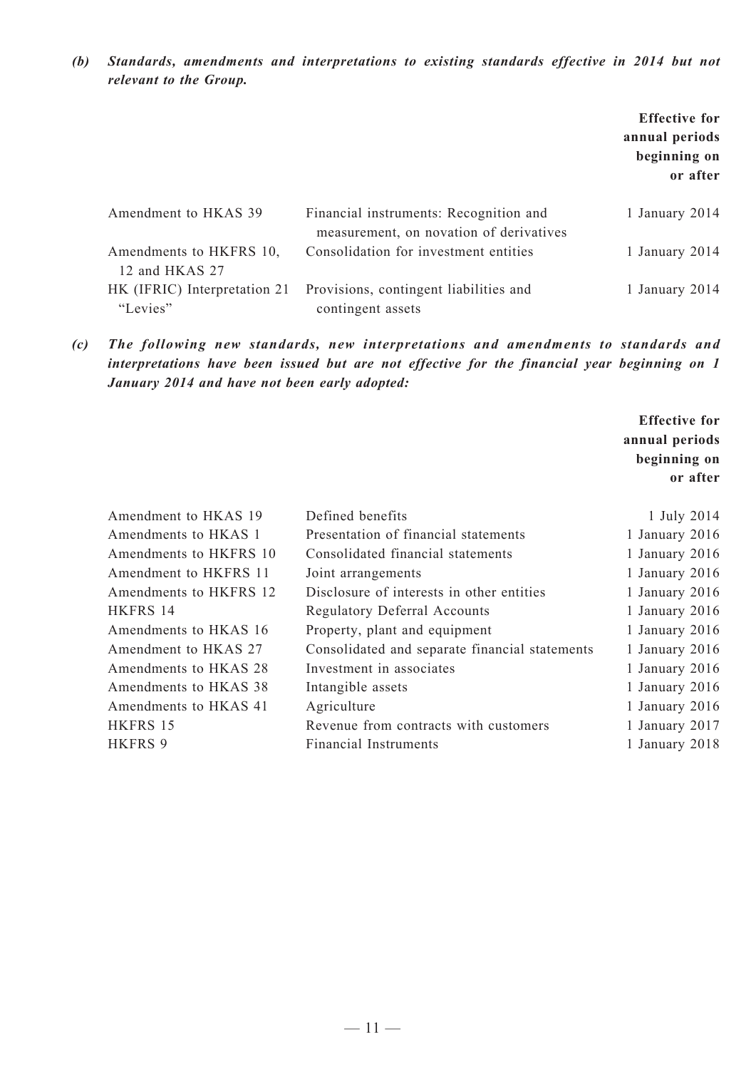*(b)* ***Standards, amendments and interpretations to existing standards effective in 2014 but not relevant to the Group.***

| | | Effective for annual periods beginning on or after |
|---|---|---|
| Amendment to HKAS 39 | Financial instruments: Recognition and measurement, on novation of derivatives | 1 January 2014 |
| Amendments to HKFRS 10, 12 and HKAS 27 | Consolidation for investment entities | 1 January 2014 |
| HK (IFRIC) Interpretation 21 "Levies" | Provisions, contingent liabilities and contingent assets | 1 January 2014 |

*(c)* ***The following new standards, new interpretations and amendments to standards and interpretations have been issued but are not effective for the financial year beginning on 1 January 2014 and have not been early adopted:***

| | | Effective for annual periods beginning on or after |
|---|---|---|
| Amendment to HKAS 19 | Defined benefits | 1 July 2014 |
| Amendments to HKAS 1 | Presentation of financial statements | 1 January 2016 |
| Amendments to HKFRS 10 | Consolidated financial statements | 1 January 2016 |
| Amendment to HKFRS 11 | Joint arrangements | 1 January 2016 |
| Amendments to HKFRS 12 | Disclosure of interests in other entities | 1 January 2016 |
| HKFRS 14 | Regulatory Deferral Accounts | 1 January 2016 |
| Amendments to HKAS 16 | Property, plant and equipment | 1 January 2016 |
| Amendment to HKAS 27 | Consolidated and separate financial statements | 1 January 2016 |
| Amendments to HKAS 28 | Investment in associates | 1 January 2016 |
| Amendments to HKAS 38 | Intangible assets | 1 January 2016 |
| Amendments to HKAS 41 | Agriculture | 1 January 2016 |
| HKFRS 15 | Revenue from contracts with customers | 1 January 2017 |
| HKFRS 9 | Financial Instruments | 1 January 2018 |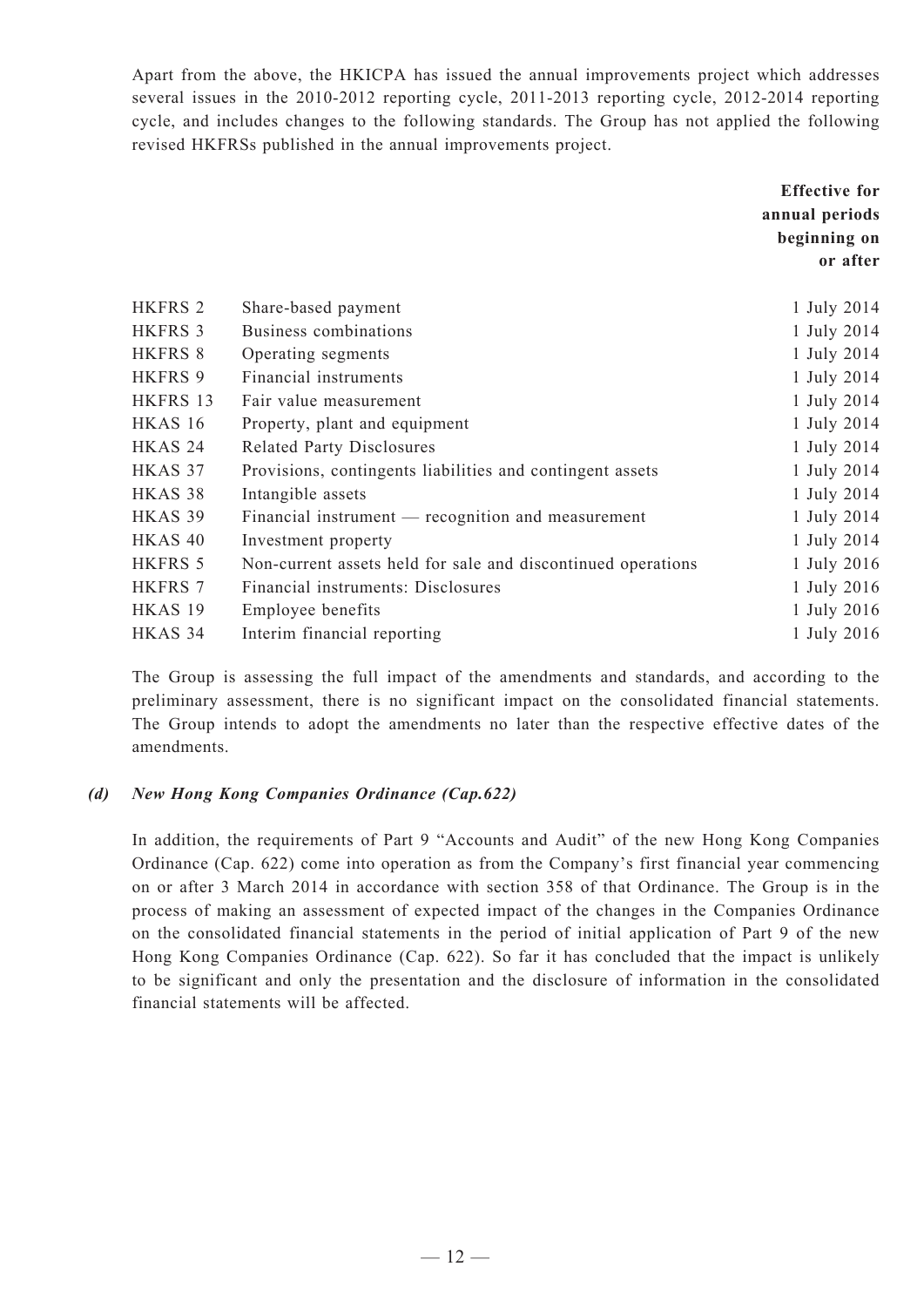Apart from the above, the HKICPA has issued the annual improvements project which addresses several issues in the 2010-2012 reporting cycle, 2011-2013 reporting cycle, 2012-2014 reporting cycle, and includes changes to the following standards. The Group has not applied the following revised HKFRSs published in the annual improvements project.

| | | **Effective for annual periods beginning on or after** |
|---|---|---|
| HKFRS 2 | Share-based payment | 1 July 2014 |
| HKFRS 3 | Business combinations | 1 July 2014 |
| HKFRS 8 | Operating segments | 1 July 2014 |
| HKFRS 9 | Financial instruments | 1 July 2014 |
| HKFRS 13 | Fair value measurement | 1 July 2014 |
| HKAS 16 | Property, plant and equipment | 1 July 2014 |
| HKAS 24 | Related Party Disclosures | 1 July 2014 |
| HKAS 37 | Provisions, contingents liabilities and contingent assets | 1 July 2014 |
| HKAS 38 | Intangible assets | 1 July 2014 |
| HKAS 39 | Financial instrument — recognition and measurement | 1 July 2014 |
| HKAS 40 | Investment property | 1 July 2014 |
| HKFRS 5 | Non-current assets held for sale and discontinued operations | 1 July 2016 |
| HKFRS 7 | Financial instruments: Disclosures | 1 July 2016 |
| HKAS 19 | Employee benefits | 1 July 2016 |
| HKAS 34 | Interim financial reporting | 1 July 2016 |

The Group is assessing the full impact of the amendments and standards, and according to the preliminary assessment, there is no significant impact on the consolidated financial statements. The Group intends to adopt the amendments no later than the respective effective dates of the amendments.

***(d) New Hong Kong Companies Ordinance (Cap.622)***

In addition, the requirements of Part 9 "Accounts and Audit" of the new Hong Kong Companies Ordinance (Cap. 622) come into operation as from the Company's first financial year commencing on or after 3 March 2014 in accordance with section 358 of that Ordinance. The Group is in the process of making an assessment of expected impact of the changes in the Companies Ordinance on the consolidated financial statements in the period of initial application of Part 9 of the new Hong Kong Companies Ordinance (Cap. 622). So far it has concluded that the impact is unlikely to be significant and only the presentation and the disclosure of information in the consolidated financial statements will be affected.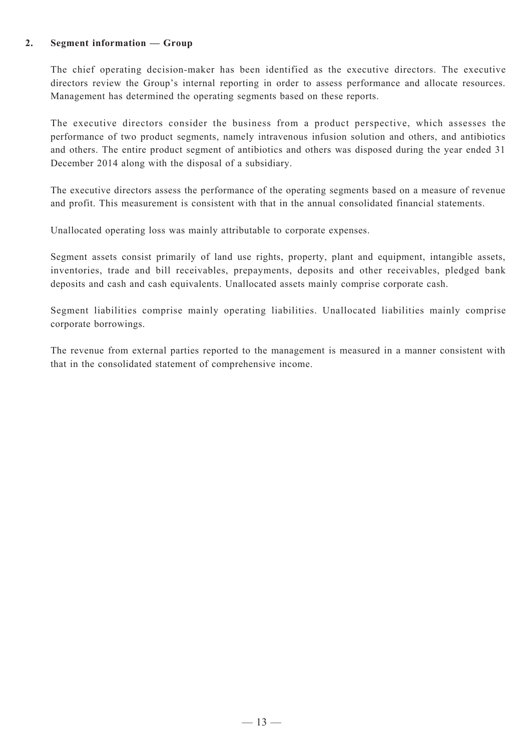## 2. Segment information — Group

The chief operating decision-maker has been identified as the executive directors. The executive directors review the Group's internal reporting in order to assess performance and allocate resources. Management has determined the operating segments based on these reports.

The executive directors consider the business from a product perspective, which assesses the performance of two product segments, namely intravenous infusion solution and others, and antibiotics and others. The entire product segment of antibiotics and others was disposed during the year ended 31 December 2014 along with the disposal of a subsidiary.

The executive directors assess the performance of the operating segments based on a measure of revenue and profit. This measurement is consistent with that in the annual consolidated financial statements.

Unallocated operating loss was mainly attributable to corporate expenses.

Segment assets consist primarily of land use rights, property, plant and equipment, intangible assets, inventories, trade and bill receivables, prepayments, deposits and other receivables, pledged bank deposits and cash and cash equivalents. Unallocated assets mainly comprise corporate cash.

Segment liabilities comprise mainly operating liabilities. Unallocated liabilities mainly comprise corporate borrowings.

The revenue from external parties reported to the management is measured in a manner consistent with that in the consolidated statement of comprehensive income.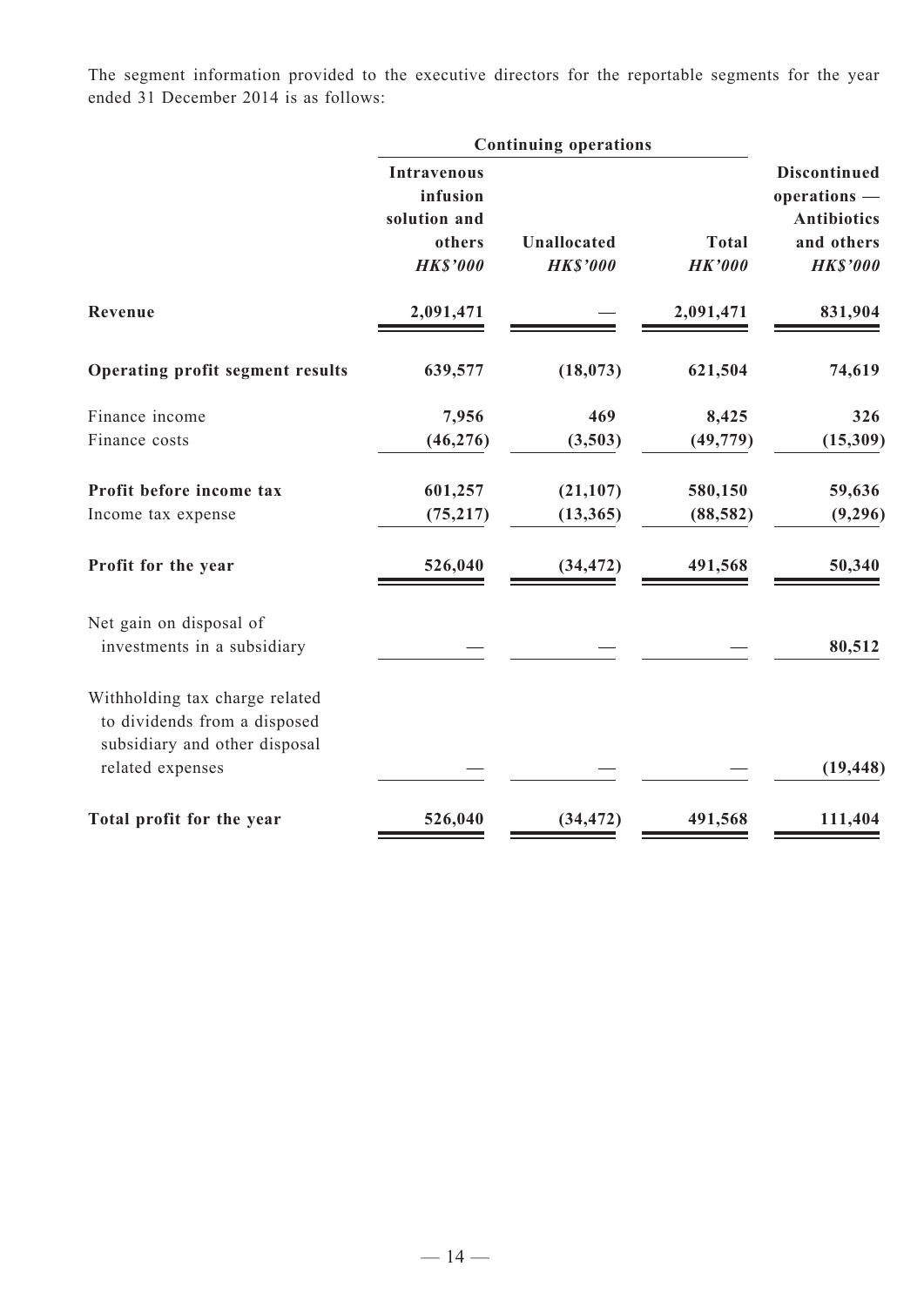The segment information provided to the executive directors for the reportable segments for the year ended 31 December 2014 is as follows:

| | Continuing operations | | | |
|---|---|---|---|---|
| | **Intravenous infusion solution and others** *HK$'000* | **Unallocated** *HK$'000* | **Total** *HK'000* | **Discontinued operations — Antibiotics and others** *HK$'000* |
| **Revenue** | **2,091,471** | **—** | **2,091,471** | **831,904** |
| **Operating profit segment results** | **639,577** | **(18,073)** | **621,504** | **74,619** |
| Finance income | 7,956 | 469 | 8,425 | 326 |
| Finance costs | (46,276) | (3,503) | (49,779) | (15,309) |
| **Profit before income tax** | **601,257** | **(21,107)** | **580,150** | **59,636** |
| Income tax expense | (75,217) | (13,365) | (88,582) | (9,296) |
| **Profit for the year** | **526,040** | **(34,472)** | **491,568** | **50,340** |
| Net gain on disposal of investments in a subsidiary | — | — | — | 80,512 |
| Withholding tax charge related to dividends from a disposed subsidiary and other disposal related expenses | — | — | — | (19,448) |
| **Total profit for the year** | **526,040** | **(34,472)** | **491,568** | **111,404** |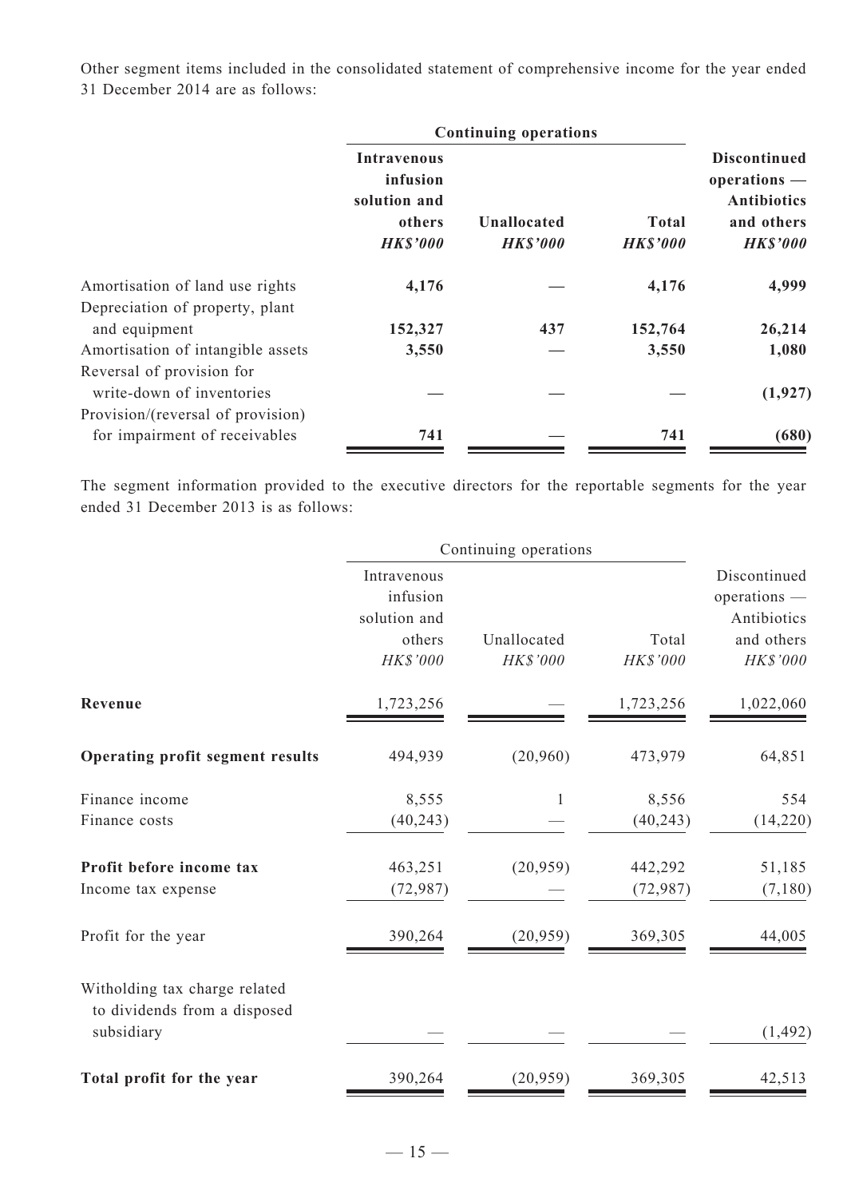Other segment items included in the consolidated statement of comprehensive income for the year ended 31 December 2014 are as follows:

| | **Continuing operations** | | | |
|---|---|---|---|---|
| | **Intravenous infusion solution and others** ***HK$'000*** | **Unallocated** ***HK$'000*** | **Total** ***HK$'000*** | **Discontinued operations — Antibiotics and others** ***HK$'000*** |
| Amortisation of land use rights | **4,176** | **—** | **4,176** | **4,999** |
| Depreciation of property, plant and equipment | **152,327** | **437** | **152,764** | **26,214** |
| Amortisation of intangible assets | **3,550** | **—** | **3,550** | **1,080** |
| Reversal of provision for write-down of inventories | **—** | **—** | **—** | **(1,927)** |
| Provision/(reversal of provision) for impairment of receivables | **741** | **—** | **741** | **(680)** |

The segment information provided to the executive directors for the reportable segments for the year ended 31 December 2013 is as follows:

| | Continuing operations | | | |
|---|---|---|---|---|
| | Intravenous infusion solution and others *HK$'000* | Unallocated *HK$'000* | Total *HK$'000* | Discontinued operations — Antibiotics and others *HK$'000* |
| **Revenue** | 1,723,256 | — | 1,723,256 | 1,022,060 |
| **Operating profit segment results** | 494,939 | (20,960) | 473,979 | 64,851 |
| Finance income | 8,555 | 1 | 8,556 | 554 |
| Finance costs | (40,243) | — | (40,243) | (14,220) |
| **Profit before income tax** | 463,251 | (20,959) | 442,292 | 51,185 |
| Income tax expense | (72,987) | — | (72,987) | (7,180) |
| Profit for the year | 390,264 | (20,959) | 369,305 | 44,005 |
| Witholding tax charge related to dividends from a disposed subsidiary | — | — | — | (1,492) |
| **Total profit for the year** | 390,264 | (20,959) | 369,305 | 42,513 |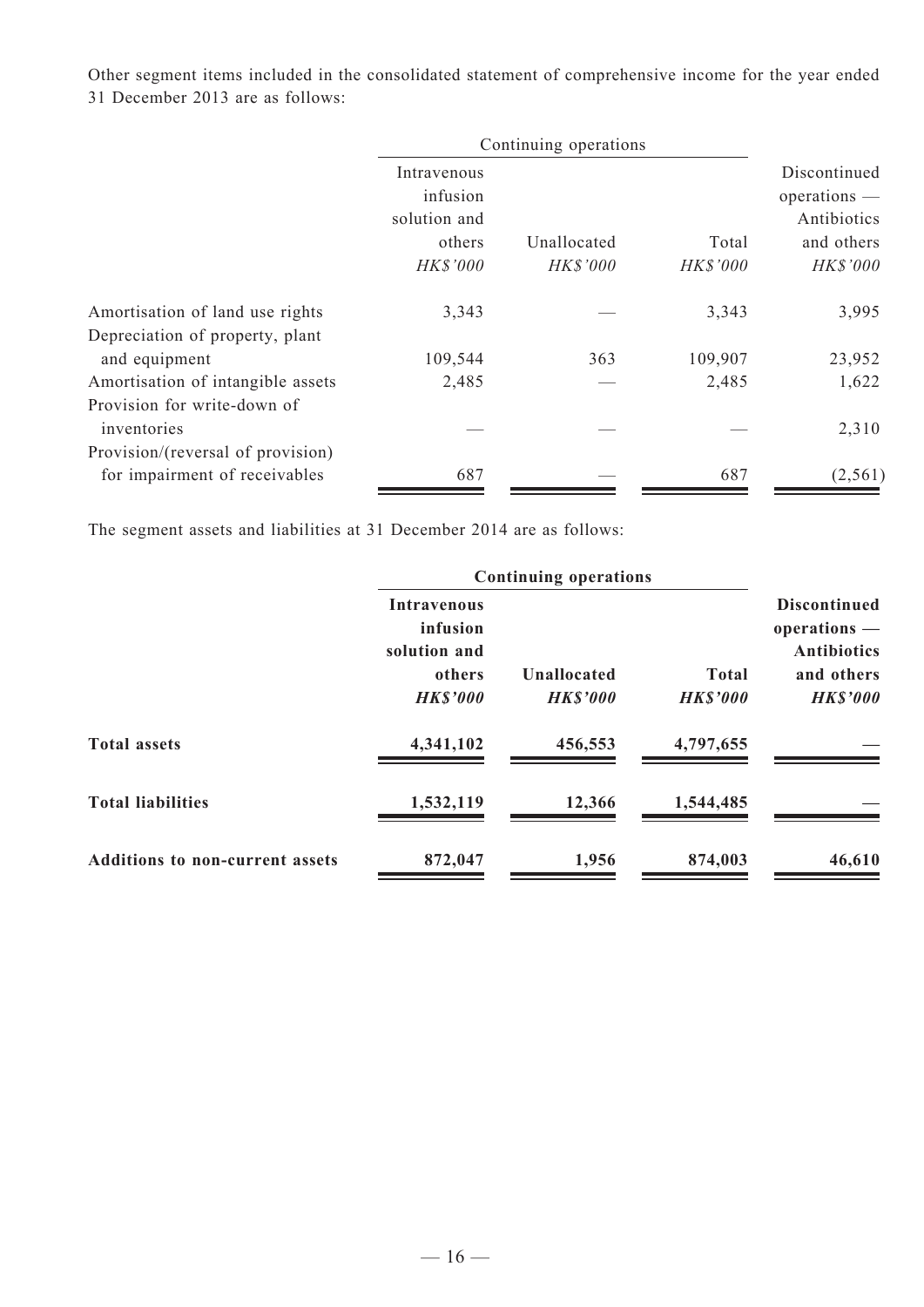Other segment items included in the consolidated statement of comprehensive income for the year ended 31 December 2013 are as follows:

| | Continuing operations | | | |
|---|---|---|---|---|
| | Intravenous infusion solution and others | Unallocated | Total | Discontinued operations — Antibiotics and others |
| | *HK$'000* | *HK$'000* | *HK$'000* | *HK$'000* |
| Amortisation of land use rights | 3,343 | — | 3,343 | 3,995 |
| Depreciation of property, plant and equipment | 109,544 | 363 | 109,907 | 23,952 |
| Amortisation of intangible assets | 2,485 | — | 2,485 | 1,622 |
| Provision for write-down of inventories | — | — | — | 2,310 |
| Provision/(reversal of provision) for impairment of receivables | 687 | — | 687 | (2,561) |

The segment assets and liabilities at 31 December 2014 are as follows:

| | **Continuing operations** | | | |
|---|---|---|---|---|
| | **Intravenous infusion solution and others** | **Unallocated** | **Total** | **Discontinued operations — Antibiotics and others** |
| | ***HK$'000*** | ***HK$'000*** | ***HK$'000*** | ***HK$'000*** |
| **Total assets** | **4,341,102** | **456,553** | **4,797,655** | **—** |
| **Total liabilities** | **1,532,119** | **12,366** | **1,544,485** | **—** |
| **Additions to non-current assets** | **872,047** | **1,956** | **874,003** | **46,610** |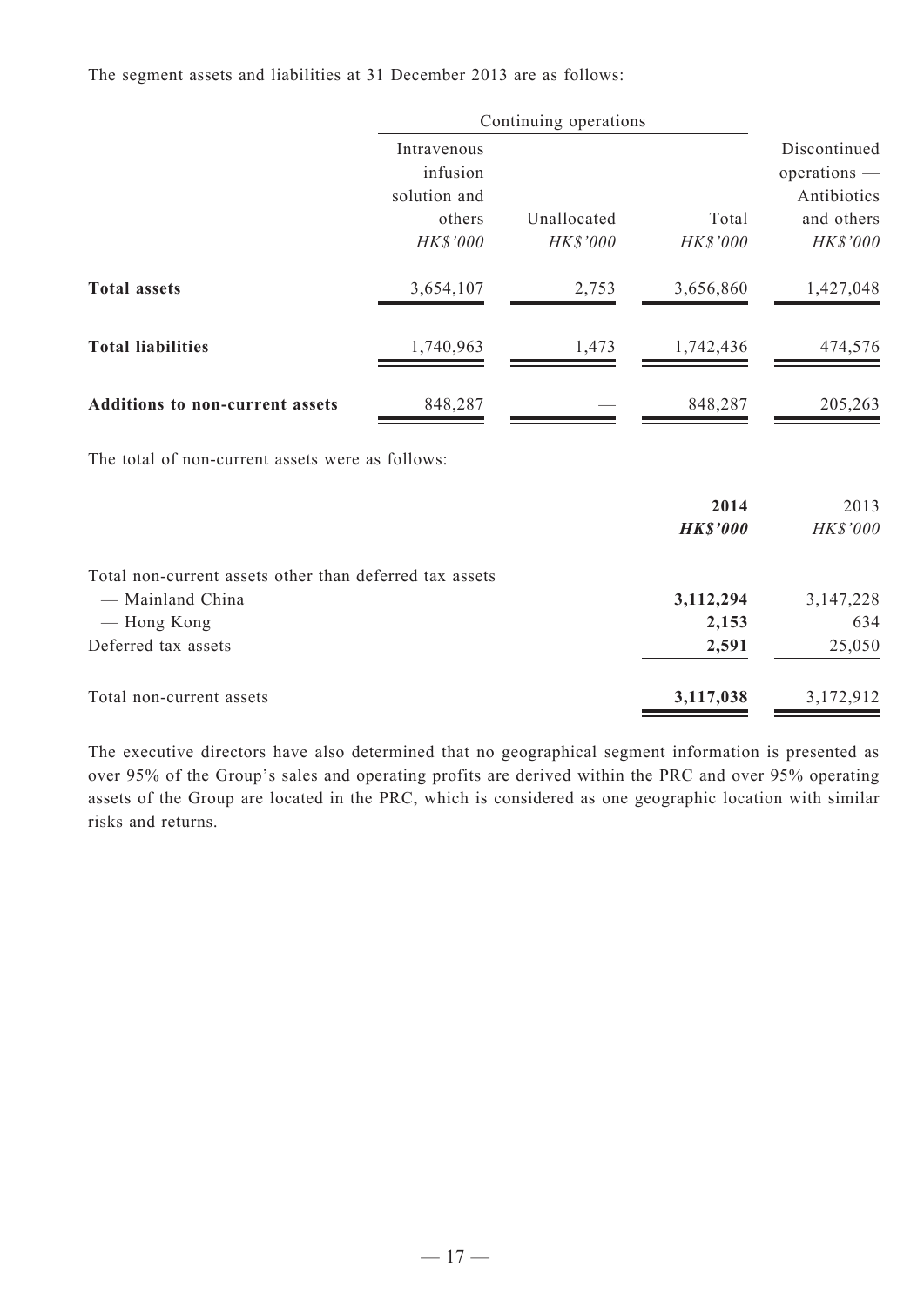The segment assets and liabilities at 31 December 2013 are as follows:

| | Continuing operations | | | |
|---|---|---|---|---|
| | Intravenous infusion solution and others *HK$'000* | Unallocated *HK$'000* | Total *HK$'000* | Discontinued operations — Antibiotics and others *HK$'000* |
| **Total assets** | 3,654,107 | 2,753 | 3,656,860 | 1,427,048 |
| **Total liabilities** | 1,740,963 | 1,473 | 1,742,436 | 474,576 |
| **Additions to non-current assets** | 848,287 | — | 848,287 | 205,263 |

The total of non-current assets were as follows:

| | **2014** ***HK$'000*** | 2013 *HK$'000* |
|---|---|---|
| Total non-current assets other than deferred tax assets | | |
| — Mainland China | **3,112,294** | 3,147,228 |
| — Hong Kong | **2,153** | 634 |
| Deferred tax assets | **2,591** | 25,050 |
| Total non-current assets | **3,117,038** | 3,172,912 |

The executive directors have also determined that no geographical segment information is presented as over 95% of the Group's sales and operating profits are derived within the PRC and over 95% operating assets of the Group are located in the PRC, which is considered as one geographic location with similar risks and returns.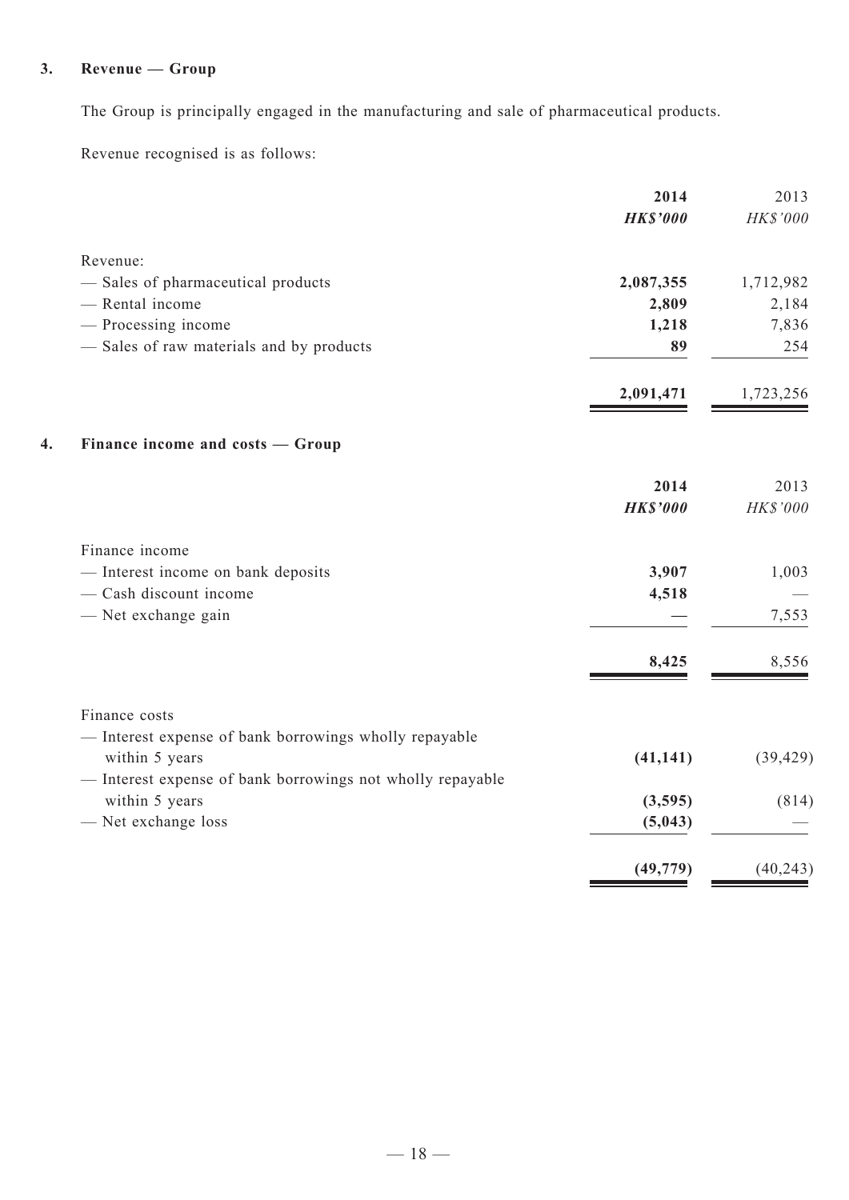### 3. Revenue — Group

The Group is principally engaged in the manufacturing and sale of pharmaceutical products.

Revenue recognised is as follows:

| | **2014** | 2013 |
|---|---|---|
| | ***HK$'000*** | *HK$'000* |
| Revenue: | | |
| — Sales of pharmaceutical products | **2,087,355** | 1,712,982 |
| — Rental income | **2,809** | 2,184 |
| — Processing income | **1,218** | 7,836 |
| — Sales of raw materials and by products | **89** | 254 |
| | **2,091,471** | 1,723,256 |

### 4. Finance income and costs — Group

| | **2014** | 2013 |
|---|---|---|
| | ***HK$'000*** | *HK$'000* |
| Finance income | | |
| — Interest income on bank deposits | **3,907** | 1,003 |
| — Cash discount income | **4,518** | — |
| — Net exchange gain | **—** | 7,553 |
| | **8,425** | 8,556 |
| Finance costs | | |
| — Interest expense of bank borrowings wholly repayable within 5 years | **(41,141)** | (39,429) |
| — Interest expense of bank borrowings not wholly repayable within 5 years | **(3,595)** | (814) |
| — Net exchange loss | **(5,043)** | — |
| | **(49,779)** | (40,243) |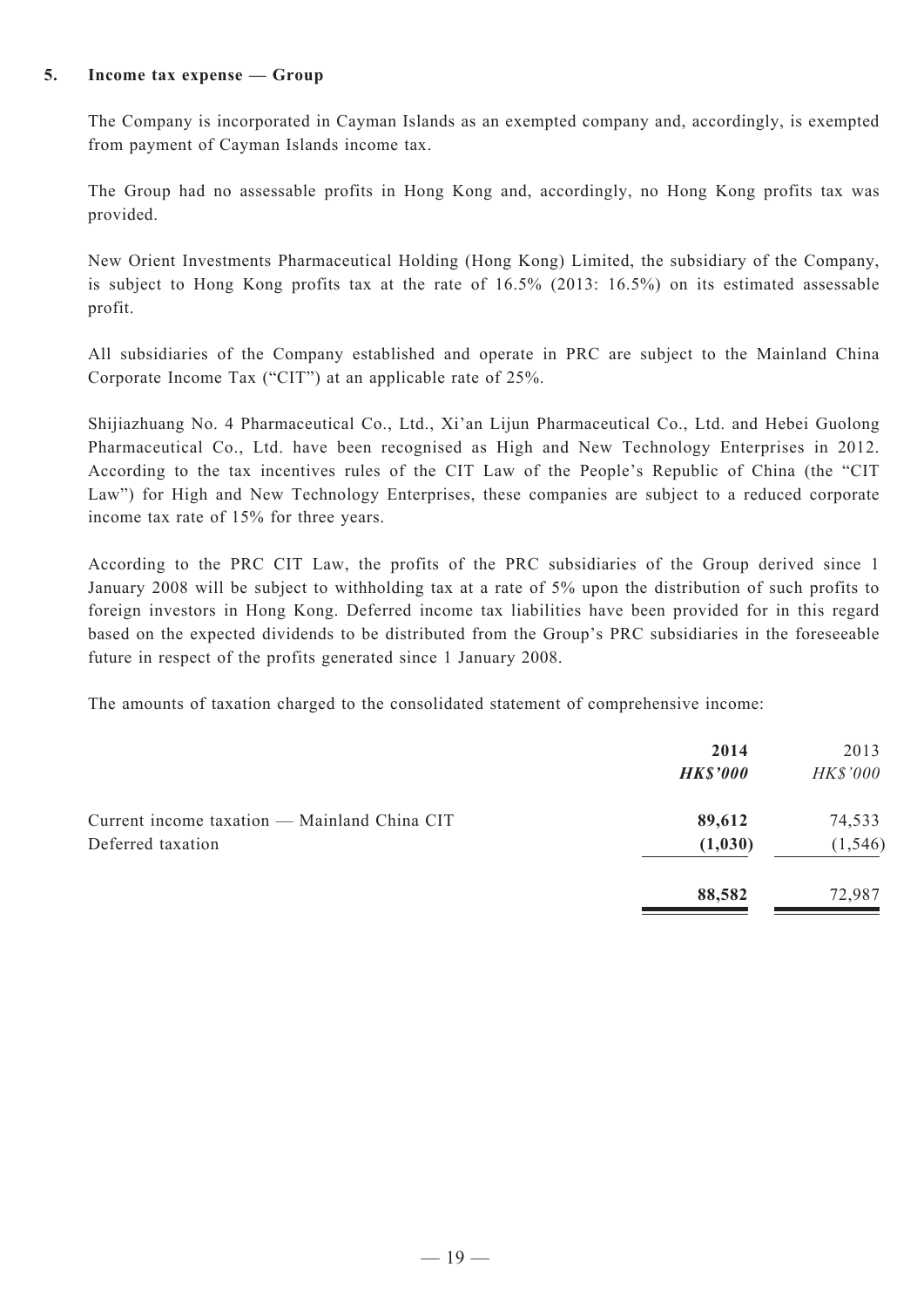**5. Income tax expense — Group**

The Company is incorporated in Cayman Islands as an exempted company and, accordingly, is exempted from payment of Cayman Islands income tax.

The Group had no assessable profits in Hong Kong and, accordingly, no Hong Kong profits tax was provided.

New Orient Investments Pharmaceutical Holding (Hong Kong) Limited, the subsidiary of the Company, is subject to Hong Kong profits tax at the rate of 16.5% (2013: 16.5%) on its estimated assessable profit.

All subsidiaries of the Company established and operate in PRC are subject to the Mainland China Corporate Income Tax ("CIT") at an applicable rate of 25%.

Shijiazhuang No. 4 Pharmaceutical Co., Ltd., Xi'an Lijun Pharmaceutical Co., Ltd. and Hebei Guolong Pharmaceutical Co., Ltd. have been recognised as High and New Technology Enterprises in 2012. According to the tax incentives rules of the CIT Law of the People's Republic of China (the "CIT Law") for High and New Technology Enterprises, these companies are subject to a reduced corporate income tax rate of 15% for three years.

According to the PRC CIT Law, the profits of the PRC subsidiaries of the Group derived since 1 January 2008 will be subject to withholding tax at a rate of 5% upon the distribution of such profits to foreign investors in Hong Kong. Deferred income tax liabilities have been provided for in this regard based on the expected dividends to be distributed from the Group's PRC subsidiaries in the foreseeable future in respect of the profits generated since 1 January 2008.

The amounts of taxation charged to the consolidated statement of comprehensive income:

| | **2014** | 2013 |
|---|---|---|
| | ***HK$'000*** | *HK$'000* |
| Current income taxation — Mainland China CIT | **89,612** | 74,533 |
| Deferred taxation | **(1,030)** | (1,546) |
| | **88,582** | 72,987 |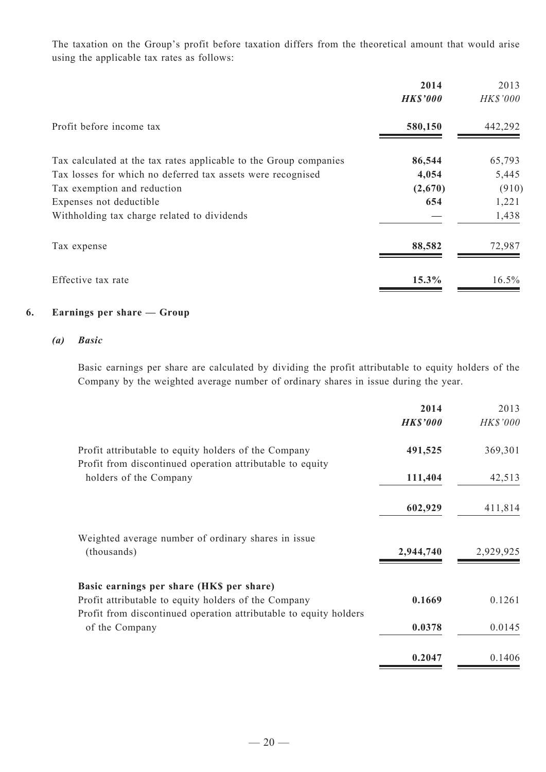The taxation on the Group's profit before taxation differs from the theoretical amount that would arise using the applicable tax rates as follows:

| | **2014** | 2013 |
|---|---|---|
| | ***HK$'000*** | *HK$'000* |
| Profit before income tax | **580,150** | 442,292 |
| Tax calculated at the tax rates applicable to the Group companies | **86,544** | 65,793 |
| Tax losses for which no deferred tax assets were recognised | **4,054** | 5,445 |
| Tax exemption and reduction | **(2,670)** | (910) |
| Expenses not deductible | **654** | 1,221 |
| Withholding tax charge related to dividends | **—** | 1,438 |
| Tax expense | **88,582** | 72,987 |
| Effective tax rate | **15.3%** | 16.5% |

## 6. Earnings per share — Group

### *(a) Basic*

Basic earnings per share are calculated by dividing the profit attributable to equity holders of the Company by the weighted average number of ordinary shares in issue during the year.

| | **2014** | 2013 |
|---|---|---|
| | ***HK$'000*** | *HK$'000* |
| Profit attributable to equity holders of the Company | **491,525** | 369,301 |
| Profit from discontinued operation attributable to equity holders of the Company | **111,404** | 42,513 |
| | **602,929** | 411,814 |
| Weighted average number of ordinary shares in issue (thousands) | **2,944,740** | 2,929,925 |
| **Basic earnings per share (HK$ per share)** | | |
| Profit attributable to equity holders of the Company | **0.1669** | 0.1261 |
| Profit from discontinued operation attributable to equity holders of the Company | **0.0378** | 0.0145 |
| | **0.2047** | 0.1406 |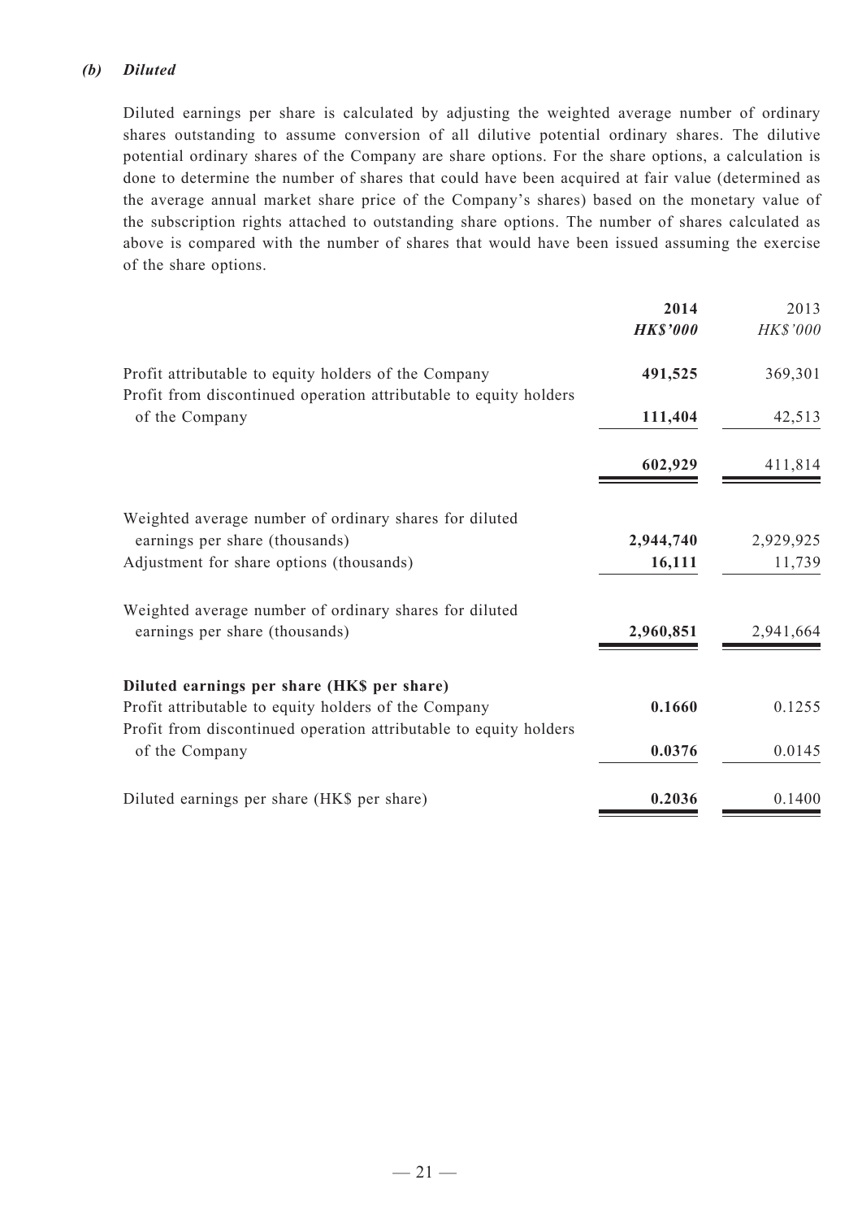### *(b) Diluted*

Diluted earnings per share is calculated by adjusting the weighted average number of ordinary shares outstanding to assume conversion of all dilutive potential ordinary shares. The dilutive potential ordinary shares of the Company are share options. For the share options, a calculation is done to determine the number of shares that could have been acquired at fair value (determined as the average annual market share price of the Company's shares) based on the monetary value of the subscription rights attached to outstanding share options. The number of shares calculated as above is compared with the number of shares that would have been issued assuming the exercise of the share options.

| | **2014** | 2013 |
|---|---|---|
| | ***HK$'000*** | *HK$'000* |
| Profit attributable to equity holders of the Company | **491,525** | 369,301 |
| Profit from discontinued operation attributable to equity holders of the Company | **111,404** | 42,513 |
| | **602,929** | 411,814 |
| Weighted average number of ordinary shares for diluted earnings per share (thousands) | **2,944,740** | 2,929,925 |
| Adjustment for share options (thousands) | **16,111** | 11,739 |
| Weighted average number of ordinary shares for diluted earnings per share (thousands) | **2,960,851** | 2,941,664 |
| **Diluted earnings per share (HK$ per share)** | | |
| Profit attributable to equity holders of the Company | **0.1660** | 0.1255 |
| Profit from discontinued operation attributable to equity holders of the Company | **0.0376** | 0.0145 |
| Diluted earnings per share (HK$ per share) | **0.2036** | 0.1400 |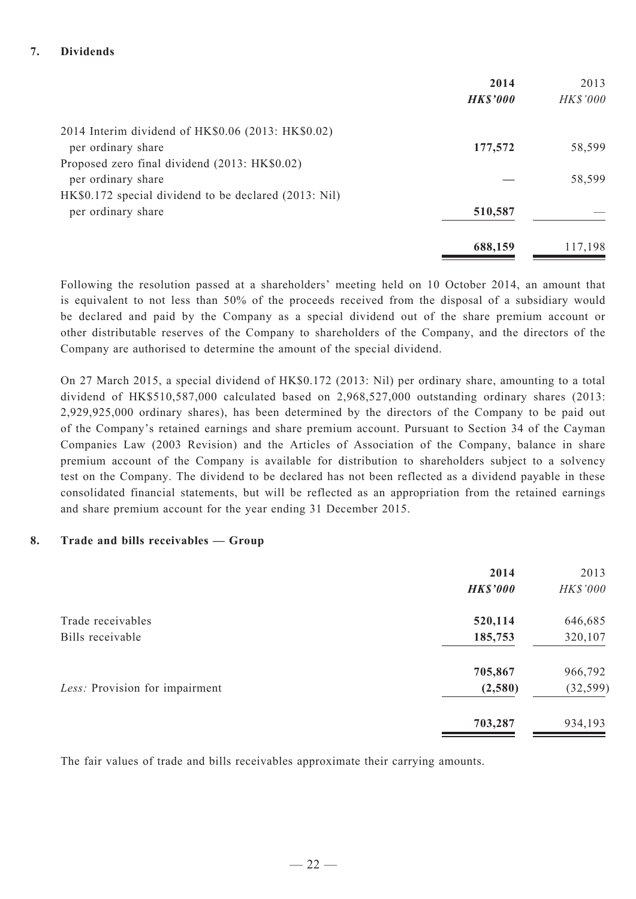## 7. Dividends

| | 2014 | 2013 |
|---|---|---|
| | ***HK$'000*** | *HK$'000* |
| 2014 Interim dividend of HK$0.06 (2013: HK$0.02) per ordinary share | **177,572** | 58,599 |
| Proposed zero final dividend (2013: HK$0.02) per ordinary share | — | 58,599 |
| HK$0.172 special dividend to be declared (2013: Nil) per ordinary share | **510,587** | — |
| | **688,159** | 117,198 |

Following the resolution passed at a shareholders' meeting held on 10 October 2014, an amount that is equivalent to not less than 50% of the proceeds received from the disposal of a subsidiary would be declared and paid by the Company as a special dividend out of the share premium account or other distributable reserves of the Company to shareholders of the Company, and the directors of the Company are authorised to determine the amount of the special dividend.

On 27 March 2015, a special dividend of HK$0.172 (2013: Nil) per ordinary share, amounting to a total dividend of HK$510,587,000 calculated based on 2,968,527,000 outstanding ordinary shares (2013: 2,929,925,000 ordinary shares), has been determined by the directors of the Company to be paid out of the Company's retained earnings and share premium account. Pursuant to Section 34 of the Cayman Companies Law (2003 Revision) and the Articles of Association of the Company, balance in share premium account of the Company is available for distribution to shareholders subject to a solvency test on the Company. The dividend to be declared has not been reflected as a dividend payable in these consolidated financial statements, but will be reflected as an appropriation from the retained earnings and share premium account for the year ending 31 December 2015.

## 8. Trade and bills receivables — Group

| | 2014 | 2013 |
|---|---|---|
| | ***HK$'000*** | *HK$'000* |
| Trade receivables | **520,114** | 646,685 |
| Bills receivable | **185,753** | 320,107 |
| | **705,867** | 966,792 |
| *Less:* Provision for impairment | **(2,580)** | (32,599) |
| | **703,287** | 934,193 |

The fair values of trade and bills receivables approximate their carrying amounts.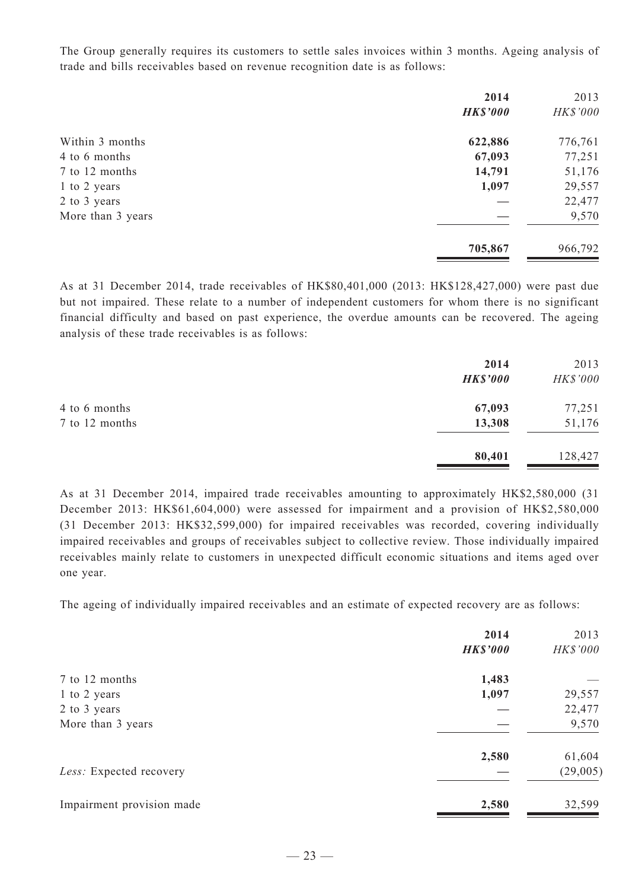The Group generally requires its customers to settle sales invoices within 3 months. Ageing analysis of trade and bills receivables based on revenue recognition date is as follows:

| | 2014 | 2013 |
|---|---|---|
| | *HK$'000* | *HK$'000* |
| Within 3 months | 622,886 | 776,761 |
| 4 to 6 months | 67,093 | 77,251 |
| 7 to 12 months | 14,791 | 51,176 |
| 1 to 2 years | 1,097 | 29,557 |
| 2 to 3 years | — | 22,477 |
| More than 3 years | — | 9,570 |
| | 705,867 | 966,792 |

As at 31 December 2014, trade receivables of HK$80,401,000 (2013: HK$128,427,000) were past due but not impaired. These relate to a number of independent customers for whom there is no significant financial difficulty and based on past experience, the overdue amounts can be recovered. The ageing analysis of these trade receivables is as follows:

| | 2014 | 2013 |
|---|---|---|
| | *HK$'000* | *HK$'000* |
| 4 to 6 months | 67,093 | 77,251 |
| 7 to 12 months | 13,308 | 51,176 |
| | 80,401 | 128,427 |

As at 31 December 2014, impaired trade receivables amounting to approximately HK$2,580,000 (31 December 2013: HK$61,604,000) were assessed for impairment and a provision of HK$2,580,000 (31 December 2013: HK$32,599,000) for impaired receivables was recorded, covering individually impaired receivables and groups of receivables subject to collective review. Those individually impaired receivables mainly relate to customers in unexpected difficult economic situations and items aged over one year.

The ageing of individually impaired receivables and an estimate of expected recovery are as follows:

| | 2014 | 2013 |
|---|---|---|
| | *HK$'000* | *HK$'000* |
| 7 to 12 months | 1,483 | — |
| 1 to 2 years | 1,097 | 29,557 |
| 2 to 3 years | — | 22,477 |
| More than 3 years | — | 9,570 |
| | 2,580 | 61,604 |
| *Less:* Expected recovery | — | (29,005) |
| Impairment provision made | 2,580 | 32,599 |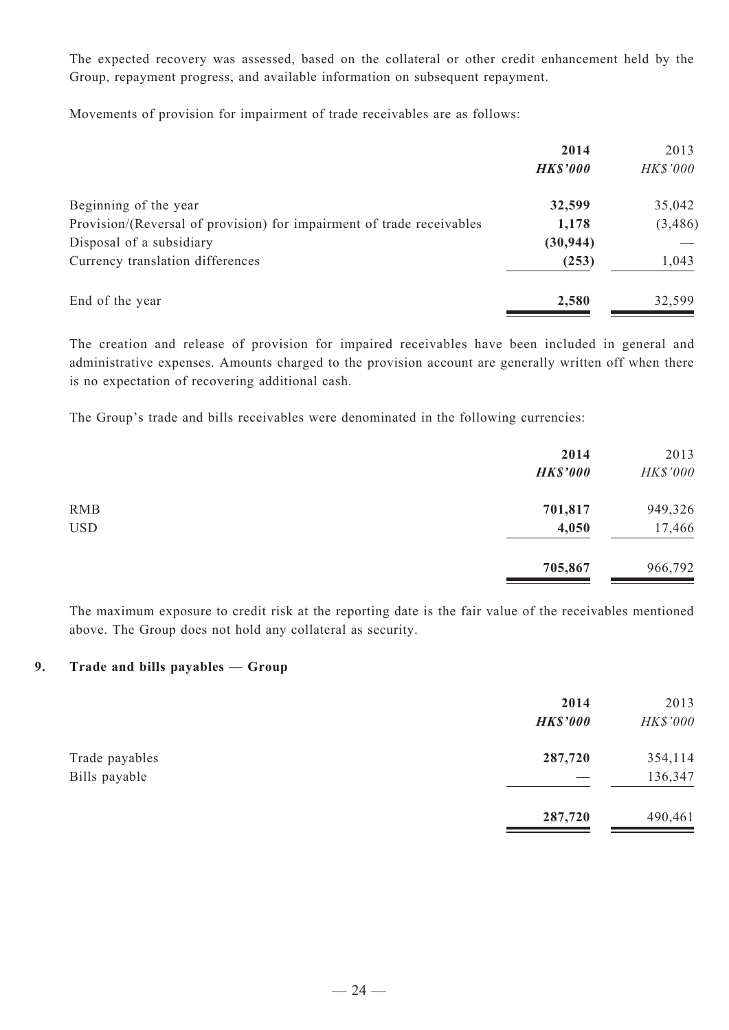The expected recovery was assessed, based on the collateral or other credit enhancement held by the Group, repayment progress, and available information on subsequent repayment.

Movements of provision for impairment of trade receivables are as follows:

| | 2014 | 2013 |
|---|---|---|
| | ***HK$'000*** | *HK$'000* |
| Beginning of the year | **32,599** | 35,042 |
| Provision/(Reversal of provision) for impairment of trade receivables | **1,178** | (3,486) |
| Disposal of a subsidiary | **(30,944)** | — |
| Currency translation differences | **(253)** | 1,043 |
| End of the year | **2,580** | 32,599 |

The creation and release of provision for impaired receivables have been included in general and administrative expenses. Amounts charged to the provision account are generally written off when there is no expectation of recovering additional cash.

The Group's trade and bills receivables were denominated in the following currencies:

| | 2014 | 2013 |
|---|---|---|
| | ***HK$'000*** | *HK$'000* |
| RMB | **701,817** | 949,326 |
| USD | **4,050** | 17,466 |
| | **705,867** | 966,792 |

The maximum exposure to credit risk at the reporting date is the fair value of the receivables mentioned above. The Group does not hold any collateral as security.

## 9. Trade and bills payables — Group

| | 2014 | 2013 |
|---|---|---|
| | ***HK$'000*** | *HK$'000* |
| Trade payables | **287,720** | 354,114 |
| Bills payable | **—** | 136,347 |
| | **287,720** | 490,461 |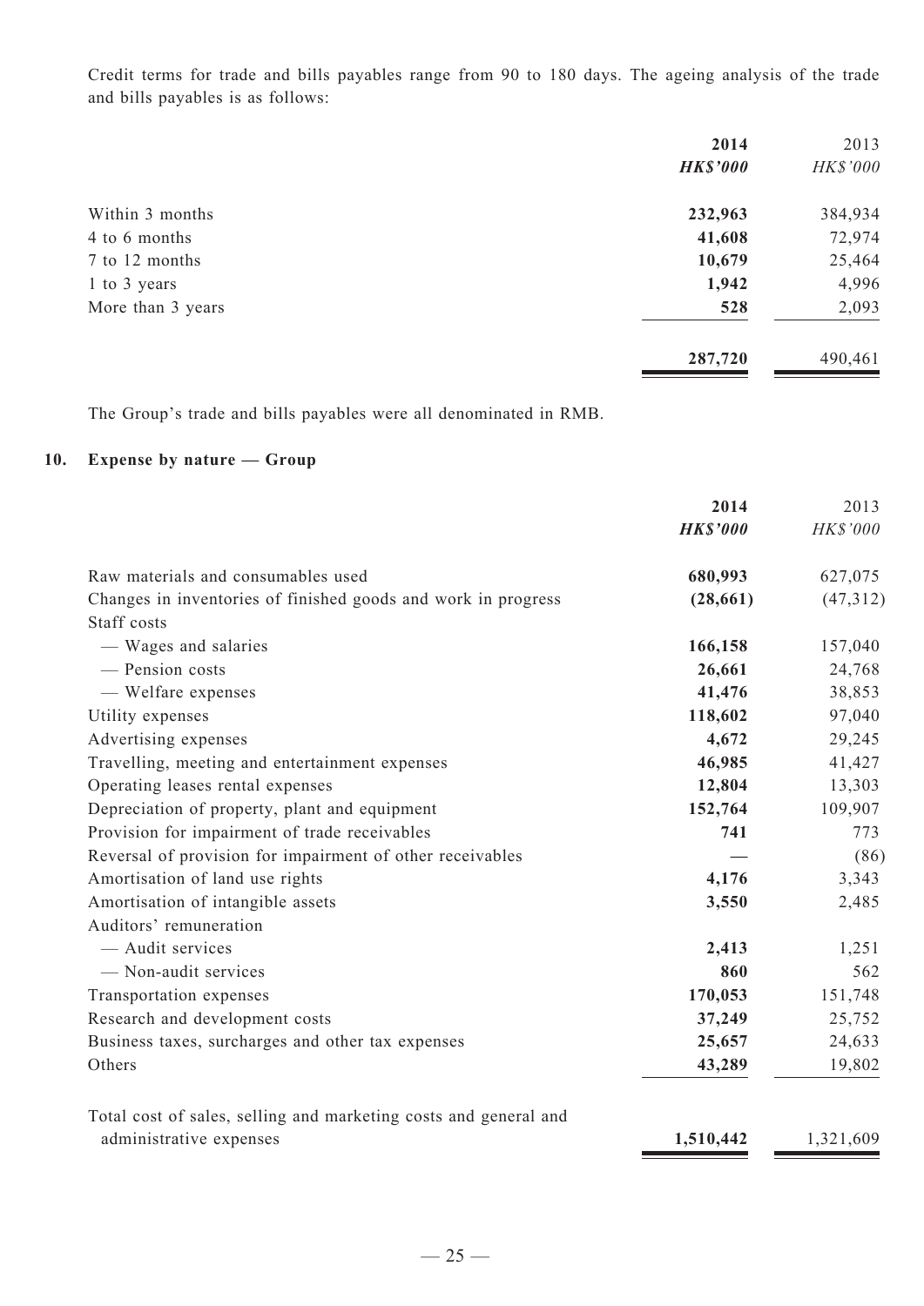Credit terms for trade and bills payables range from 90 to 180 days. The ageing analysis of the trade and bills payables is as follows:

| | **2014** | 2013 |
|---|---|---|
| | ***HK$'000*** | *HK$'000* |
| Within 3 months | **232,963** | 384,934 |
| 4 to 6 months | **41,608** | 72,974 |
| 7 to 12 months | **10,679** | 25,464 |
| 1 to 3 years | **1,942** | 4,996 |
| More than 3 years | **528** | 2,093 |
| | **287,720** | 490,461 |

The Group's trade and bills payables were all denominated in RMB.

## 10. Expense by nature — Group

| | **2014** | 2013 |
|---|---|---|
| | ***HK$'000*** | *HK$'000* |
| Raw materials and consumables used | **680,993** | 627,075 |
| Changes in inventories of finished goods and work in progress | **(28,661)** | (47,312) |
| Staff costs | | |
| — Wages and salaries | **166,158** | 157,040 |
| — Pension costs | **26,661** | 24,768 |
| — Welfare expenses | **41,476** | 38,853 |
| Utility expenses | **118,602** | 97,040 |
| Advertising expenses | **4,672** | 29,245 |
| Travelling, meeting and entertainment expenses | **46,985** | 41,427 |
| Operating leases rental expenses | **12,804** | 13,303 |
| Depreciation of property, plant and equipment | **152,764** | 109,907 |
| Provision for impairment of trade receivables | **741** | 773 |
| Reversal of provision for impairment of other receivables | **—** | (86) |
| Amortisation of land use rights | **4,176** | 3,343 |
| Amortisation of intangible assets | **3,550** | 2,485 |
| Auditors' remuneration | | |
| — Audit services | **2,413** | 1,251 |
| — Non-audit services | **860** | 562 |
| Transportation expenses | **170,053** | 151,748 |
| Research and development costs | **37,249** | 25,752 |
| Business taxes, surcharges and other tax expenses | **25,657** | 24,633 |
| Others | **43,289** | 19,802 |
| Total cost of sales, selling and marketing costs and general and administrative expenses | **1,510,442** | 1,321,609 |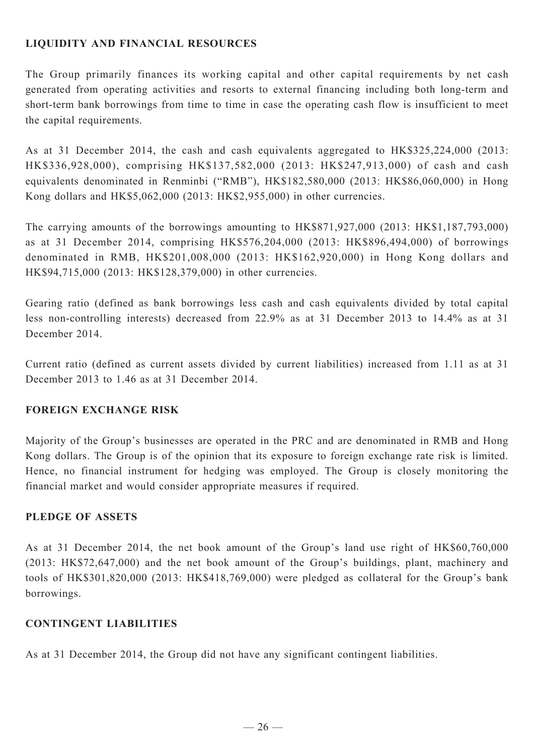## LIQUIDITY AND FINANCIAL RESOURCES

The Group primarily finances its working capital and other capital requirements by net cash generated from operating activities and resorts to external financing including both long-term and short-term bank borrowings from time to time in case the operating cash flow is insufficient to meet the capital requirements.

As at 31 December 2014, the cash and cash equivalents aggregated to HK$325,224,000 (2013: HK$336,928,000), comprising HK$137,582,000 (2013: HK$247,913,000) of cash and cash equivalents denominated in Renminbi ("RMB"), HK$182,580,000 (2013: HK$86,060,000) in Hong Kong dollars and HK$5,062,000 (2013: HK$2,955,000) in other currencies.

The carrying amounts of the borrowings amounting to HK$871,927,000 (2013: HK$1,187,793,000) as at 31 December 2014, comprising HK$576,204,000 (2013: HK$896,494,000) of borrowings denominated in RMB, HK$201,008,000 (2013: HK$162,920,000) in Hong Kong dollars and HK$94,715,000 (2013: HK$128,379,000) in other currencies.

Gearing ratio (defined as bank borrowings less cash and cash equivalents divided by total capital less non-controlling interests) decreased from 22.9% as at 31 December 2013 to 14.4% as at 31 December 2014.

Current ratio (defined as current assets divided by current liabilities) increased from 1.11 as at 31 December 2013 to 1.46 as at 31 December 2014.

## FOREIGN EXCHANGE RISK

Majority of the Group's businesses are operated in the PRC and are denominated in RMB and Hong Kong dollars. The Group is of the opinion that its exposure to foreign exchange rate risk is limited. Hence, no financial instrument for hedging was employed. The Group is closely monitoring the financial market and would consider appropriate measures if required.

## PLEDGE OF ASSETS

As at 31 December 2014, the net book amount of the Group's land use right of HK$60,760,000 (2013: HK$72,647,000) and the net book amount of the Group's buildings, plant, machinery and tools of HK$301,820,000 (2013: HK$418,769,000) were pledged as collateral for the Group's bank borrowings.

## CONTINGENT LIABILITIES

As at 31 December 2014, the Group did not have any significant contingent liabilities.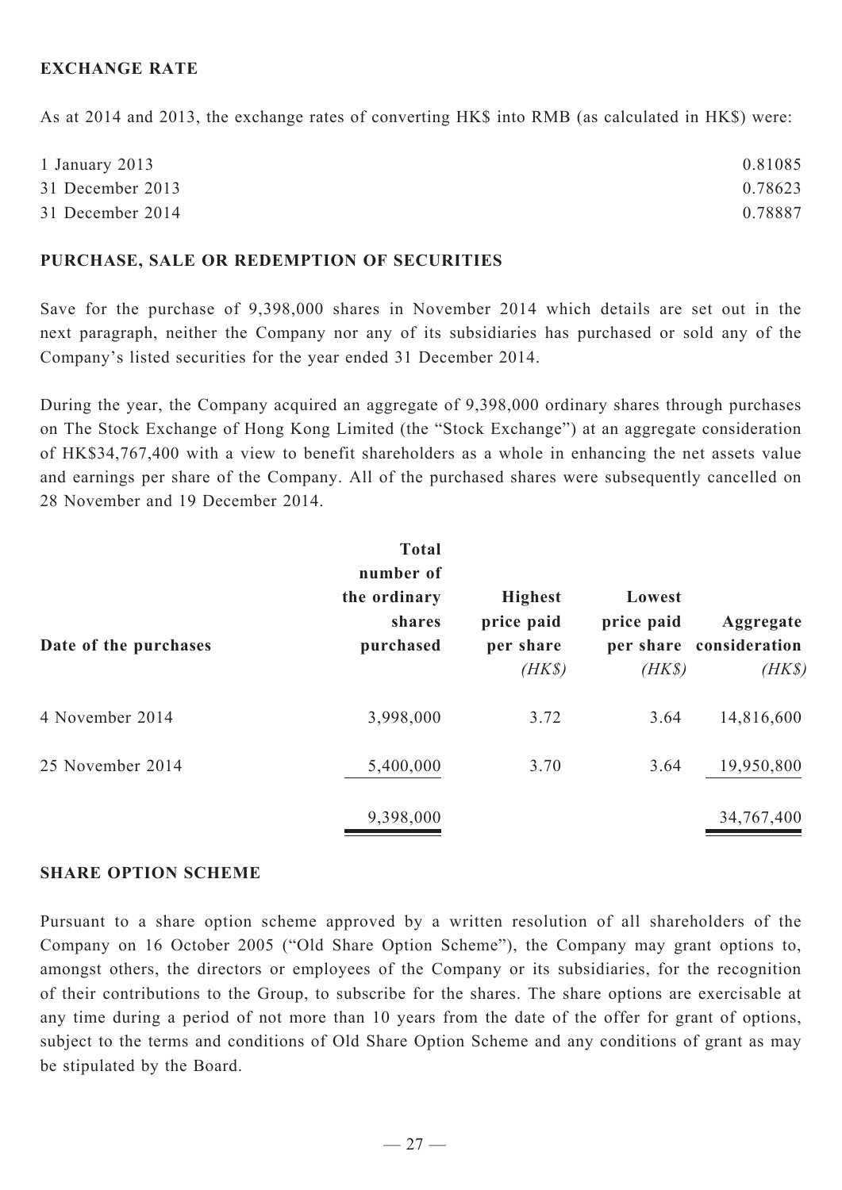## EXCHANGE RATE

As at 2014 and 2013, the exchange rates of converting HK$ into RMB (as calculated in HK$) were:

| | |
|---|---|
| 1 January 2013 | 0.81085 |
| 31 December 2013 | 0.78623 |
| 31 December 2014 | 0.78887 |

## PURCHASE, SALE OR REDEMPTION OF SECURITIES

Save for the purchase of 9,398,000 shares in November 2014 which details are set out in the next paragraph, neither the Company nor any of its subsidiaries has purchased or sold any of the Company's listed securities for the year ended 31 December 2014.

During the year, the Company acquired an aggregate of 9,398,000 ordinary shares through purchases on The Stock Exchange of Hong Kong Limited (the "Stock Exchange") at an aggregate consideration of HK$34,767,400 with a view to benefit shareholders as a whole in enhancing the net assets value and earnings per share of the Company. All of the purchased shares were subsequently cancelled on 28 November and 19 December 2014.

| Date of the purchases | Total number of the ordinary shares purchased | Highest price paid per share *(HK$)* | Lowest price paid per share *(HK$)* | Aggregate consideration *(HK$)* |
|---|---|---|---|---|
| 4 November 2014 | 3,998,000 | 3.72 | 3.64 | 14,816,600 |
| 25 November 2014 | 5,400,000 | 3.70 | 3.64 | 19,950,800 |
| | 9,398,000 | | | 34,767,400 |

## SHARE OPTION SCHEME

Pursuant to a share option scheme approved by a written resolution of all shareholders of the Company on 16 October 2005 ("Old Share Option Scheme"), the Company may grant options to, amongst others, the directors or employees of the Company or its subsidiaries, for the recognition of their contributions to the Group, to subscribe for the shares. The share options are exercisable at any time during a period of not more than 10 years from the date of the offer for grant of options, subject to the terms and conditions of Old Share Option Scheme and any conditions of grant as may be stipulated by the Board.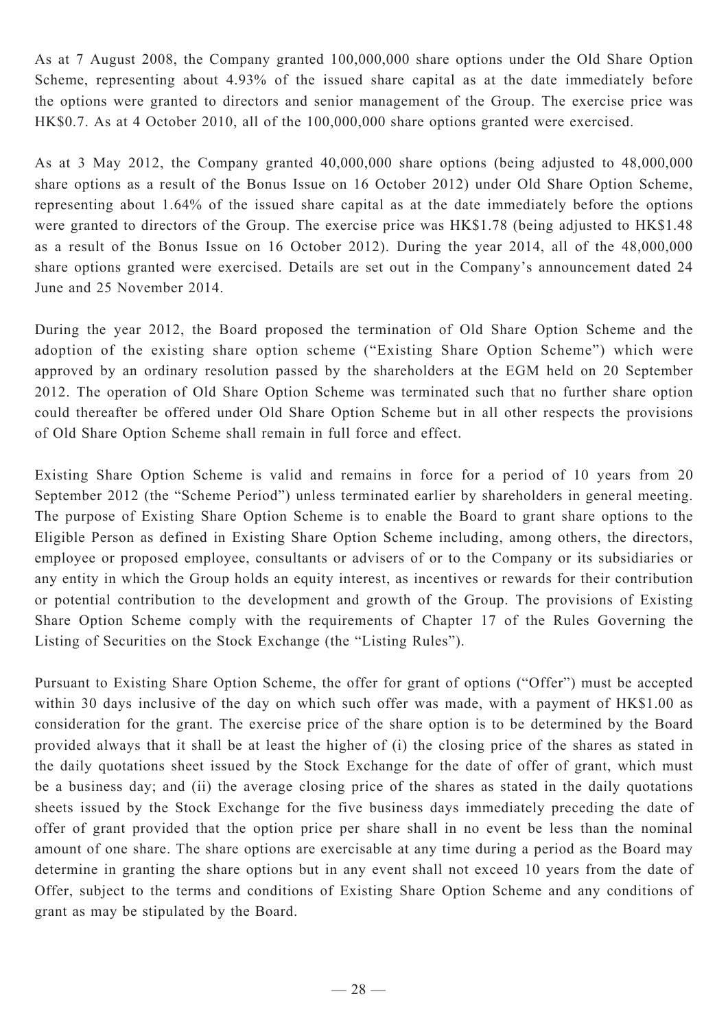As at 7 August 2008, the Company granted 100,000,000 share options under the Old Share Option Scheme, representing about 4.93% of the issued share capital as at the date immediately before the options were granted to directors and senior management of the Group. The exercise price was HK$0.7. As at 4 October 2010, all of the 100,000,000 share options granted were exercised.

As at 3 May 2012, the Company granted 40,000,000 share options (being adjusted to 48,000,000 share options as a result of the Bonus Issue on 16 October 2012) under Old Share Option Scheme, representing about 1.64% of the issued share capital as at the date immediately before the options were granted to directors of the Group. The exercise price was HK$1.78 (being adjusted to HK$1.48 as a result of the Bonus Issue on 16 October 2012). During the year 2014, all of the 48,000,000 share options granted were exercised. Details are set out in the Company's announcement dated 24 June and 25 November 2014.

During the year 2012, the Board proposed the termination of Old Share Option Scheme and the adoption of the existing share option scheme ("Existing Share Option Scheme") which were approved by an ordinary resolution passed by the shareholders at the EGM held on 20 September 2012. The operation of Old Share Option Scheme was terminated such that no further share option could thereafter be offered under Old Share Option Scheme but in all other respects the provisions of Old Share Option Scheme shall remain in full force and effect.

Existing Share Option Scheme is valid and remains in force for a period of 10 years from 20 September 2012 (the "Scheme Period") unless terminated earlier by shareholders in general meeting. The purpose of Existing Share Option Scheme is to enable the Board to grant share options to the Eligible Person as defined in Existing Share Option Scheme including, among others, the directors, employee or proposed employee, consultants or advisers of or to the Company or its subsidiaries or any entity in which the Group holds an equity interest, as incentives or rewards for their contribution or potential contribution to the development and growth of the Group. The provisions of Existing Share Option Scheme comply with the requirements of Chapter 17 of the Rules Governing the Listing of Securities on the Stock Exchange (the "Listing Rules").

Pursuant to Existing Share Option Scheme, the offer for grant of options ("Offer") must be accepted within 30 days inclusive of the day on which such offer was made, with a payment of HK$1.00 as consideration for the grant. The exercise price of the share option is to be determined by the Board provided always that it shall be at least the higher of (i) the closing price of the shares as stated in the daily quotations sheet issued by the Stock Exchange for the date of offer of grant, which must be a business day; and (ii) the average closing price of the shares as stated in the daily quotations sheets issued by the Stock Exchange for the five business days immediately preceding the date of offer of grant provided that the option price per share shall in no event be less than the nominal amount of one share. The share options are exercisable at any time during a period as the Board may determine in granting the share options but in any event shall not exceed 10 years from the date of Offer, subject to the terms and conditions of Existing Share Option Scheme and any conditions of grant as may be stipulated by the Board.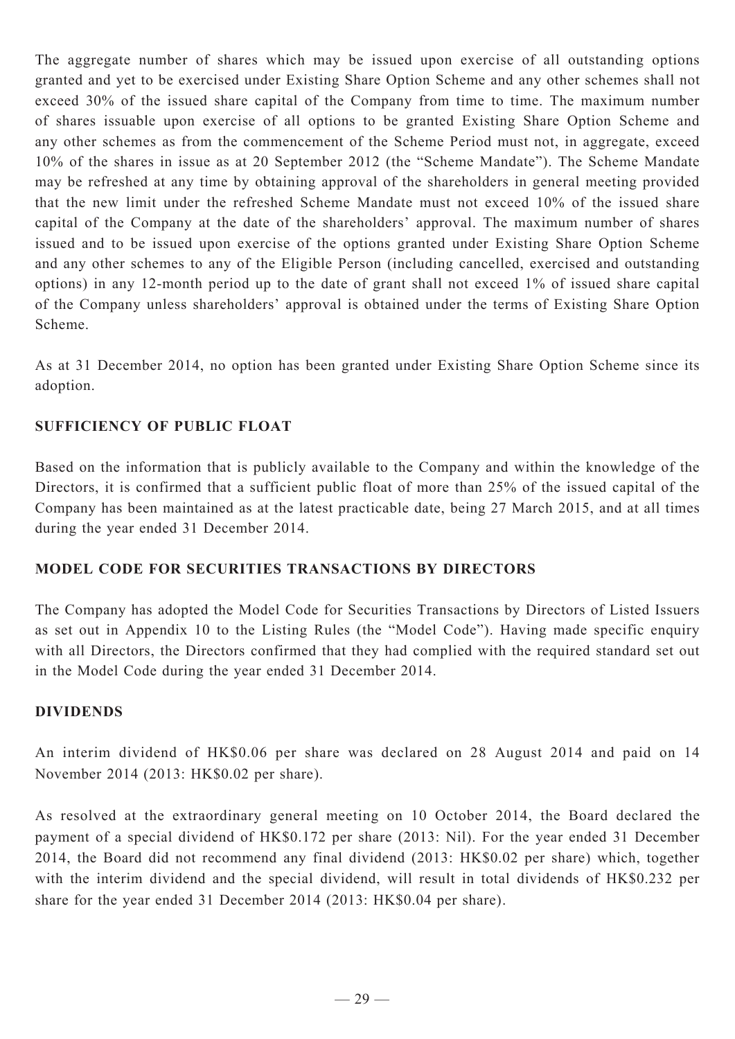The aggregate number of shares which may be issued upon exercise of all outstanding options granted and yet to be exercised under Existing Share Option Scheme and any other schemes shall not exceed 30% of the issued share capital of the Company from time to time. The maximum number of shares issuable upon exercise of all options to be granted Existing Share Option Scheme and any other schemes as from the commencement of the Scheme Period must not, in aggregate, exceed 10% of the shares in issue as at 20 September 2012 (the "Scheme Mandate"). The Scheme Mandate may be refreshed at any time by obtaining approval of the shareholders in general meeting provided that the new limit under the refreshed Scheme Mandate must not exceed 10% of the issued share capital of the Company at the date of the shareholders' approval. The maximum number of shares issued and to be issued upon exercise of the options granted under Existing Share Option Scheme and any other schemes to any of the Eligible Person (including cancelled, exercised and outstanding options) in any 12-month period up to the date of grant shall not exceed 1% of issued share capital of the Company unless shareholders' approval is obtained under the terms of Existing Share Option Scheme.

As at 31 December 2014, no option has been granted under Existing Share Option Scheme since its adoption.

## SUFFICIENCY OF PUBLIC FLOAT

Based on the information that is publicly available to the Company and within the knowledge of the Directors, it is confirmed that a sufficient public float of more than 25% of the issued capital of the Company has been maintained as at the latest practicable date, being 27 March 2015, and at all times during the year ended 31 December 2014.

## MODEL CODE FOR SECURITIES TRANSACTIONS BY DIRECTORS

The Company has adopted the Model Code for Securities Transactions by Directors of Listed Issuers as set out in Appendix 10 to the Listing Rules (the "Model Code"). Having made specific enquiry with all Directors, the Directors confirmed that they had complied with the required standard set out in the Model Code during the year ended 31 December 2014.

## DIVIDENDS

An interim dividend of HK$0.06 per share was declared on 28 August 2014 and paid on 14 November 2014 (2013: HK$0.02 per share).

As resolved at the extraordinary general meeting on 10 October 2014, the Board declared the payment of a special dividend of HK$0.172 per share (2013: Nil). For the year ended 31 December 2014, the Board did not recommend any final dividend (2013: HK$0.02 per share) which, together with the interim dividend and the special dividend, will result in total dividends of HK$0.232 per share for the year ended 31 December 2014 (2013: HK$0.04 per share).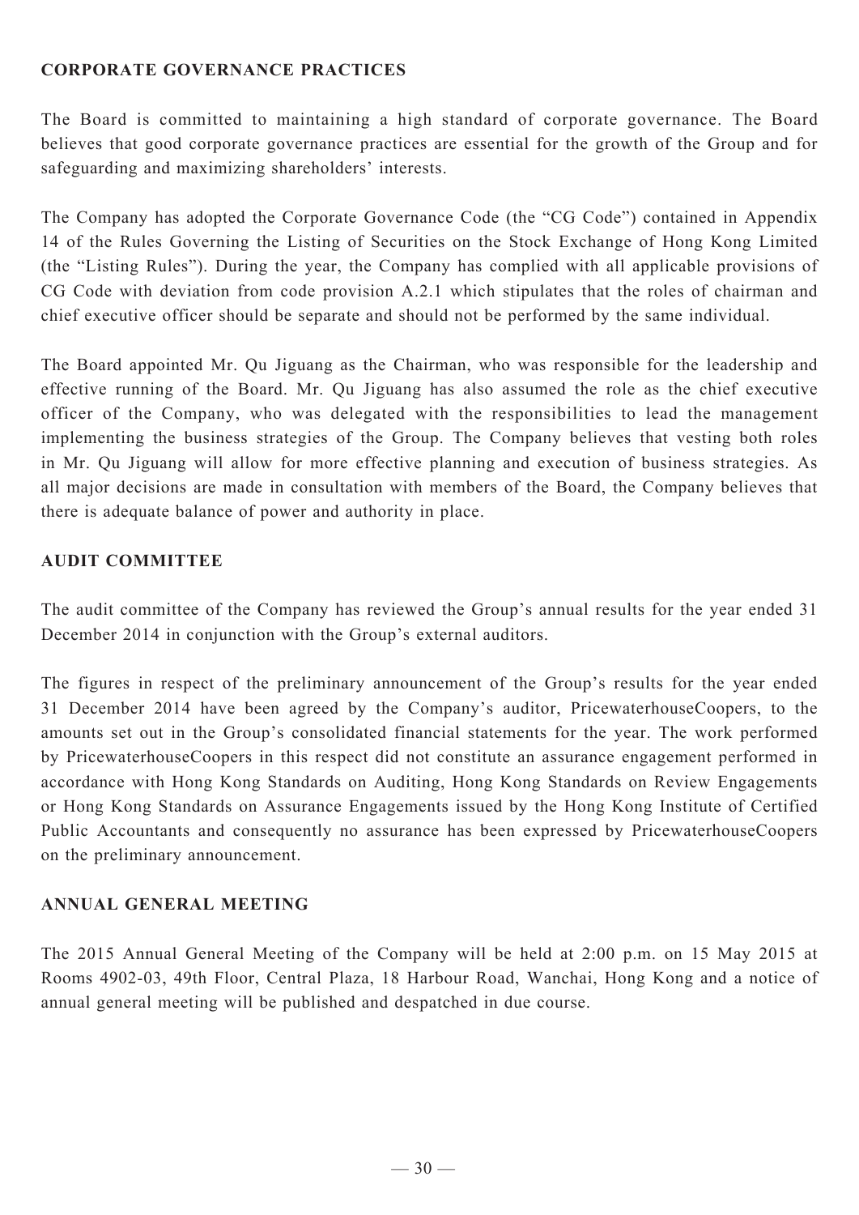## CORPORATE GOVERNANCE PRACTICES

The Board is committed to maintaining a high standard of corporate governance. The Board believes that good corporate governance practices are essential for the growth of the Group and for safeguarding and maximizing shareholders' interests.

The Company has adopted the Corporate Governance Code (the "CG Code") contained in Appendix 14 of the Rules Governing the Listing of Securities on the Stock Exchange of Hong Kong Limited (the "Listing Rules"). During the year, the Company has complied with all applicable provisions of CG Code with deviation from code provision A.2.1 which stipulates that the roles of chairman and chief executive officer should be separate and should not be performed by the same individual.

The Board appointed Mr. Qu Jiguang as the Chairman, who was responsible for the leadership and effective running of the Board. Mr. Qu Jiguang has also assumed the role as the chief executive officer of the Company, who was delegated with the responsibilities to lead the management implementing the business strategies of the Group. The Company believes that vesting both roles in Mr. Qu Jiguang will allow for more effective planning and execution of business strategies. As all major decisions are made in consultation with members of the Board, the Company believes that there is adequate balance of power and authority in place.

## AUDIT COMMITTEE

The audit committee of the Company has reviewed the Group's annual results for the year ended 31 December 2014 in conjunction with the Group's external auditors.

The figures in respect of the preliminary announcement of the Group's results for the year ended 31 December 2014 have been agreed by the Company's auditor, PricewaterhouseCoopers, to the amounts set out in the Group's consolidated financial statements for the year. The work performed by PricewaterhouseCoopers in this respect did not constitute an assurance engagement performed in accordance with Hong Kong Standards on Auditing, Hong Kong Standards on Review Engagements or Hong Kong Standards on Assurance Engagements issued by the Hong Kong Institute of Certified Public Accountants and consequently no assurance has been expressed by PricewaterhouseCoopers on the preliminary announcement.

## ANNUAL GENERAL MEETING

The 2015 Annual General Meeting of the Company will be held at 2:00 p.m. on 15 May 2015 at Rooms 4902-03, 49th Floor, Central Plaza, 18 Harbour Road, Wanchai, Hong Kong and a notice of annual general meeting will be published and despatched in due course.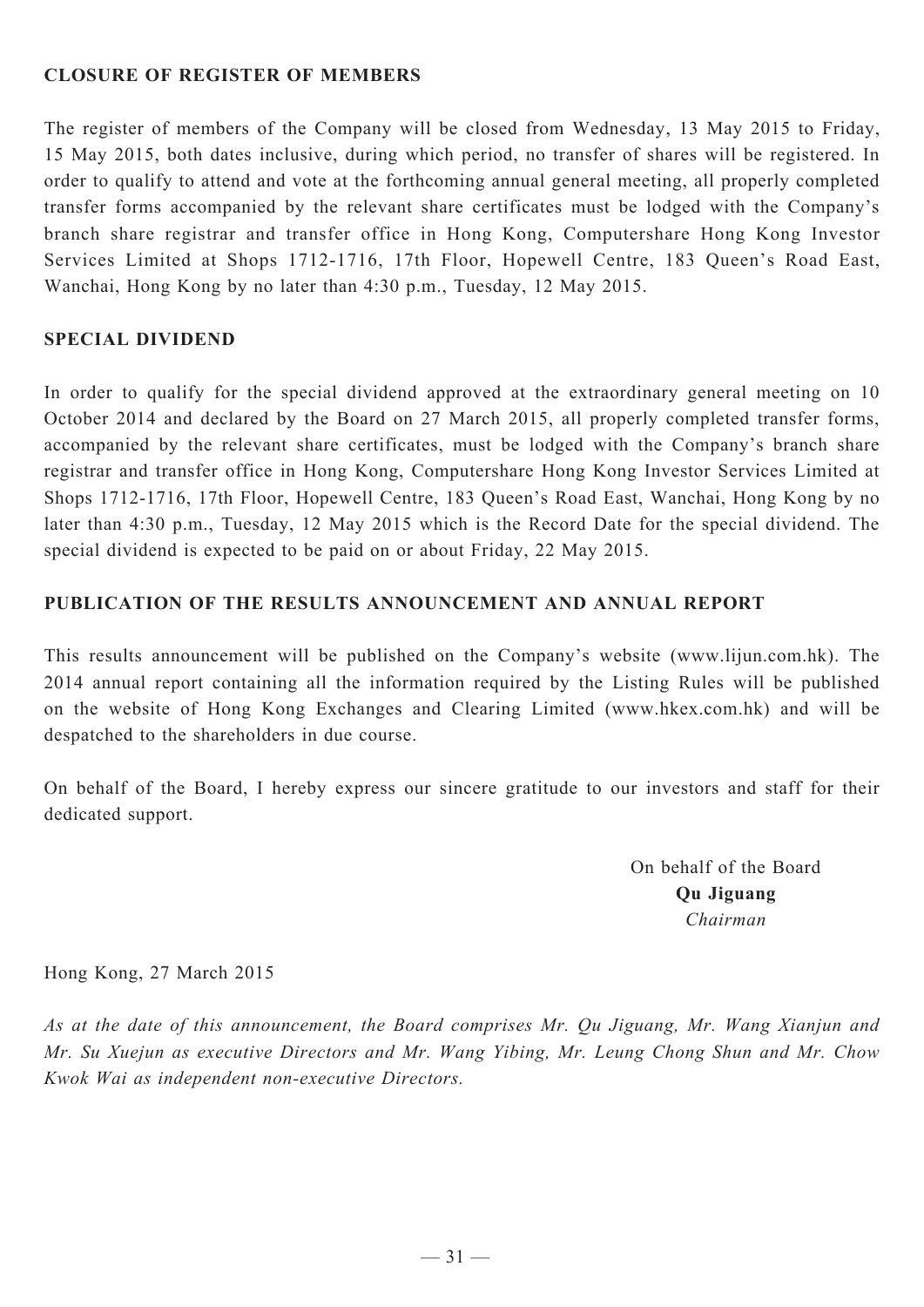## CLOSURE OF REGISTER OF MEMBERS

The register of members of the Company will be closed from Wednesday, 13 May 2015 to Friday, 15 May 2015, both dates inclusive, during which period, no transfer of shares will be registered. In order to qualify to attend and vote at the forthcoming annual general meeting, all properly completed transfer forms accompanied by the relevant share certificates must be lodged with the Company's branch share registrar and transfer office in Hong Kong, Computershare Hong Kong Investor Services Limited at Shops 1712-1716, 17th Floor, Hopewell Centre, 183 Queen's Road East, Wanchai, Hong Kong by no later than 4:30 p.m., Tuesday, 12 May 2015.

## SPECIAL DIVIDEND

In order to qualify for the special dividend approved at the extraordinary general meeting on 10 October 2014 and declared by the Board on 27 March 2015, all properly completed transfer forms, accompanied by the relevant share certificates, must be lodged with the Company's branch share registrar and transfer office in Hong Kong, Computershare Hong Kong Investor Services Limited at Shops 1712-1716, 17th Floor, Hopewell Centre, 183 Queen's Road East, Wanchai, Hong Kong by no later than 4:30 p.m., Tuesday, 12 May 2015 which is the Record Date for the special dividend. The special dividend is expected to be paid on or about Friday, 22 May 2015.

## PUBLICATION OF THE RESULTS ANNOUNCEMENT AND ANNUAL REPORT

This results announcement will be published on the Company's website (www.lijun.com.hk). The 2014 annual report containing all the information required by the Listing Rules will be published on the website of Hong Kong Exchanges and Clearing Limited (www.hkex.com.hk) and will be despatched to the shareholders in due course.

On behalf of the Board, I hereby express our sincere gratitude to our investors and staff for their dedicated support.

On behalf of the Board
**Qu Jiguang**
*Chairman*

Hong Kong, 27 March 2015

*As at the date of this announcement, the Board comprises Mr. Qu Jiguang, Mr. Wang Xianjun and Mr. Su Xuejun as executive Directors and Mr. Wang Yibing, Mr. Leung Chong Shun and Mr. Chow Kwok Wai as independent non-executive Directors.*